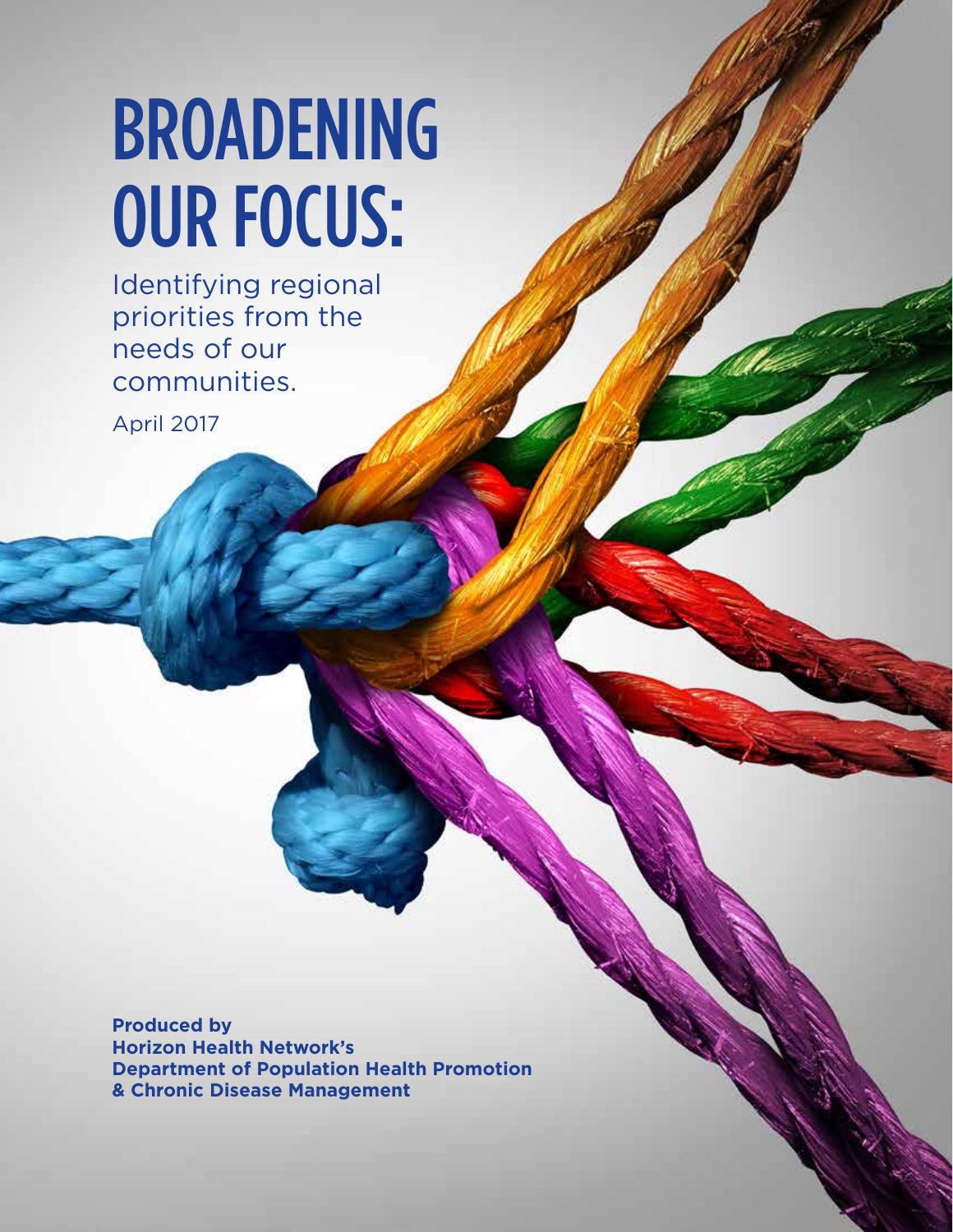# BROADENING OUR FOCUS:

Identifying regional priorities from the needs of our communities.

April 2017

**Produced by Horizon Health Network's Department of Population Health Promotion & Chronic Disease Management**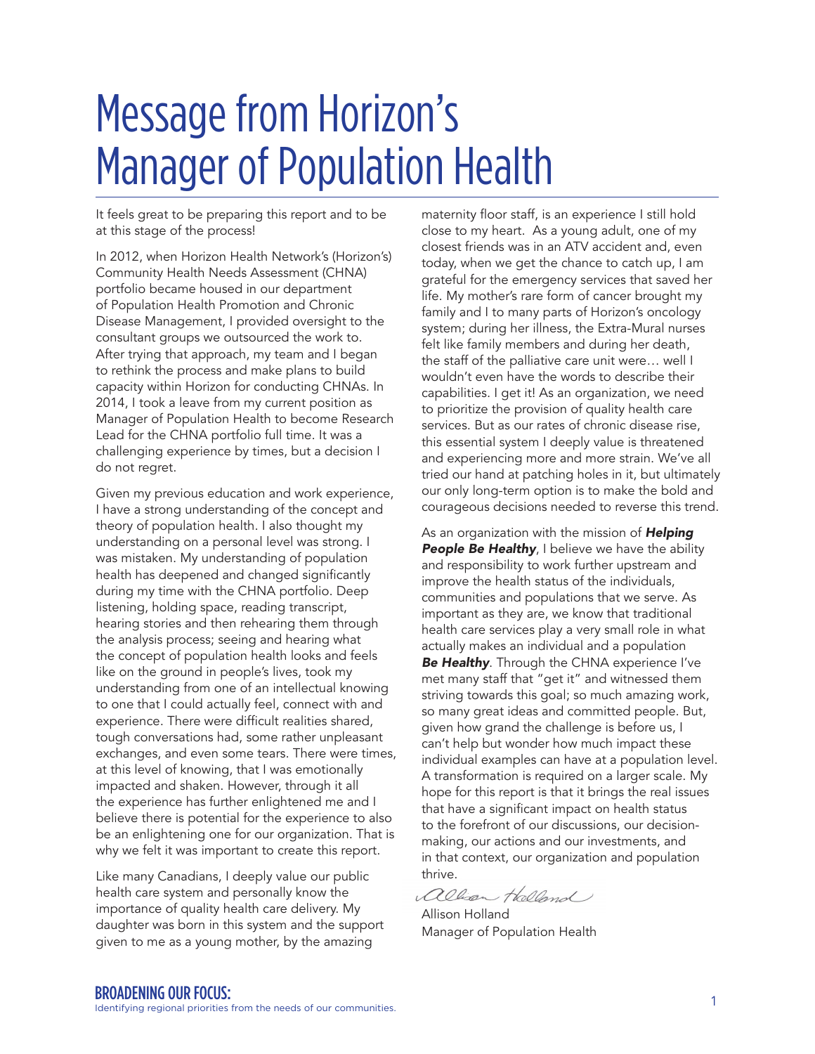# Message from Horizon's Manager of Population Health

It feels great to be preparing this report and to be at this stage of the process!

In 2012, when Horizon Health Network's (Horizon's) Community Health Needs Assessment (CHNA) portfolio became housed in our department of Population Health Promotion and Chronic Disease Management, I provided oversight to the consultant groups we outsourced the work to. After trying that approach, my team and I began to rethink the process and make plans to build capacity within Horizon for conducting CHNAs. In 2014, I took a leave from my current position as Manager of Population Health to become Research Lead for the CHNA portfolio full time. It was a challenging experience by times, but a decision I do not regret.

Given my previous education and work experience, I have a strong understanding of the concept and theory of population health. I also thought my understanding on a personal level was strong. I was mistaken. My understanding of population health has deepened and changed significantly during my time with the CHNA portfolio. Deep listening, holding space, reading transcript, hearing stories and then rehearing them through the analysis process; seeing and hearing what the concept of population health looks and feels like on the ground in people's lives, took my understanding from one of an intellectual knowing to one that I could actually feel, connect with and experience. There were difficult realities shared, tough conversations had, some rather unpleasant exchanges, and even some tears. There were times, at this level of knowing, that I was emotionally impacted and shaken. However, through it all the experience has further enlightened me and I believe there is potential for the experience to also be an enlightening one for our organization. That is why we felt it was important to create this report.

Like many Canadians, I deeply value our public health care system and personally know the importance of quality health care delivery. My daughter was born in this system and the support given to me as a young mother, by the amazing maternity floor staff, is an experience I still hold close to my heart. As a young adult, one of my closest friends was in an ATV accident and, even today, when we get the chance to catch up, I am grateful for the emergency services that saved her life. My mother's rare form of cancer brought my family and I to many parts of Horizon's oncology system; during her illness, the Extra-Mural nurses felt like family members and during her death, the staff of the palliative care unit were… well I wouldn't even have the words to describe their capabilities. I get it! As an organization, we need to prioritize the provision of quality health care services. But as our rates of chronic disease rise, this essential system I deeply value is threatened and experiencing more and more strain. We've all tried our hand at patching holes in it, but ultimately our only long-term option is to make the bold and courageous decisions needed to reverse this trend.

As an organization with the mission of ***Helping People Be Healthy***, I believe we have the ability and responsibility to work further upstream and improve the health status of the individuals, communities and populations that we serve. As important as they are, we know that traditional health care services play a very small role in what actually makes an individual and a population ***Be Healthy***. Through the CHNA experience I've met many staff that "get it" and witnessed them striving towards this goal; so much amazing work, so many great ideas and committed people. But, given how grand the challenge is before us, I can't help but wonder how much impact these individual examples can have at a population level. A transformation is required on a larger scale. My hope for this report is that it brings the real issues that have a significant impact on health status to the forefront of our discussions, our decision-making, our actions and our investments, and in that context, our organization and population thrive.

Allison Holland
Manager of Population Health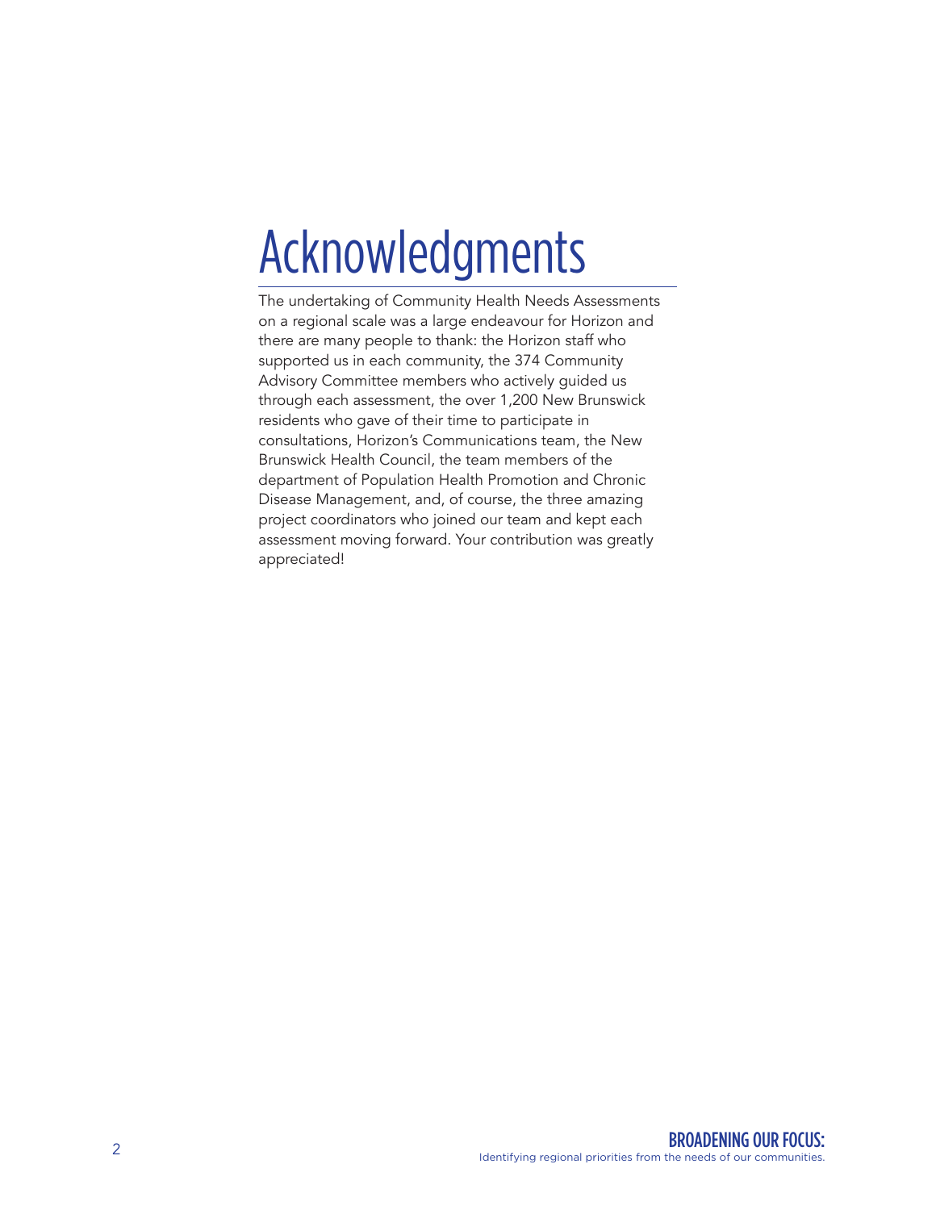# Acknowledgments

The undertaking of Community Health Needs Assessments on a regional scale was a large endeavour for Horizon and there are many people to thank: the Horizon staff who supported us in each community, the 374 Community Advisory Committee members who actively guided us through each assessment, the over 1,200 New Brunswick residents who gave of their time to participate in consultations, Horizon's Communications team, the New Brunswick Health Council, the team members of the department of Population Health Promotion and Chronic Disease Management, and, of course, the three amazing project coordinators who joined our team and kept each assessment moving forward. Your contribution was greatly appreciated!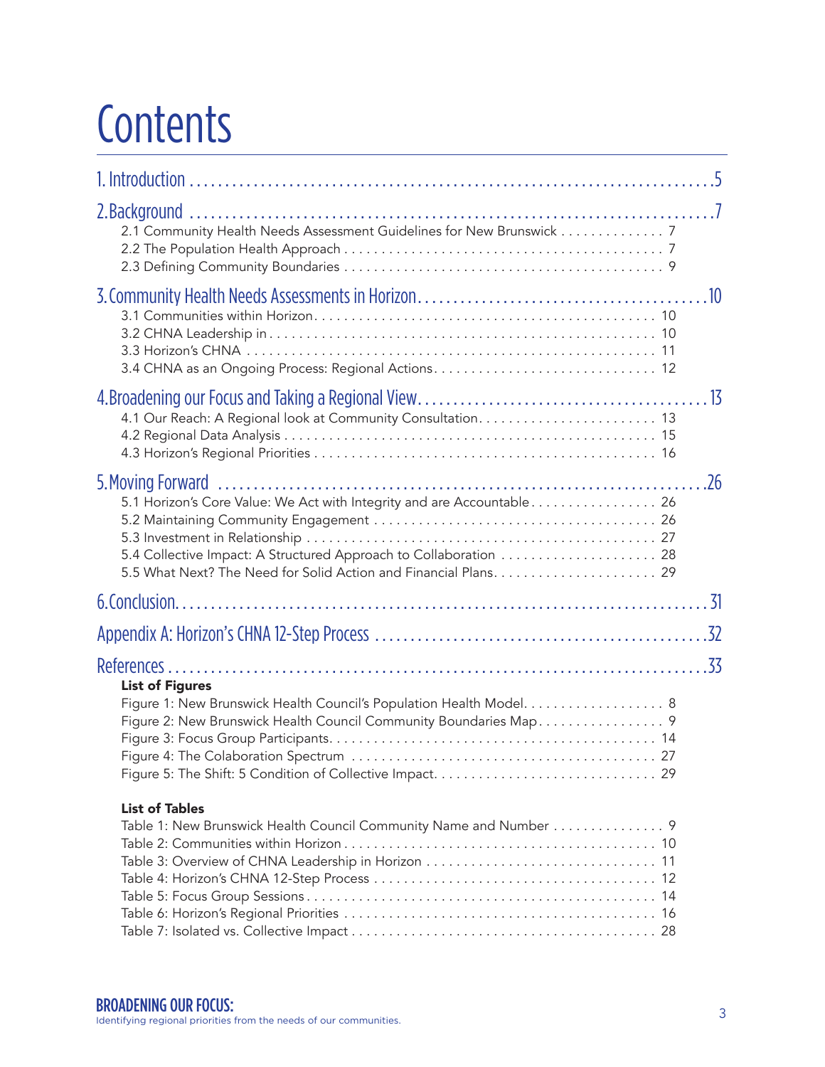# Contents

1. Introduction .......... 5

2. Background .......... 7
   - 2.1 Community Health Needs Assessment Guidelines for New Brunswick .......... 7
   - 2.2 The Population Health Approach .......... 7
   - 2.3 Defining Community Boundaries .......... 9

3. Community Health Needs Assessments in Horizon .......... 10
   - 3.1 Communities within Horizon .......... 10
   - 3.2 CHNA Leadership in .......... 10
   - 3.3 Horizon's CHNA .......... 11
   - 3.4 CHNA as an Ongoing Process: Regional Actions .......... 12

4. Broadening our Focus and Taking a Regional View .......... 13
   - 4.1 Our Reach: A Regional look at Community Consultation .......... 13
   - 4.2 Regional Data Analysis .......... 15
   - 4.3 Horizon's Regional Priorities .......... 16

5. Moving Forward .......... 26
   - 5.1 Horizon's Core Value: We Act with Integrity and are Accountable .......... 26
   - 5.2 Maintaining Community Engagement .......... 26
   - 5.3 Investment in Relationship .......... 27
   - 5.4 Collective Impact: A Structured Approach to Collaboration .......... 28
   - 5.5 What Next? The Need for Solid Action and Financial Plans .......... 29

6. Conclusion .......... 31

Appendix A: Horizon's CHNA 12-Step Process .......... 32

References .......... 33

**List of Figures**

- Figure 1: New Brunswick Health Council's Population Health Model .......... 8
- Figure 2: New Brunswick Health Council Community Boundaries Map .......... 9
- Figure 3: Focus Group Participants .......... 14
- Figure 4: The Colaboration Spectrum .......... 27
- Figure 5: The Shift: 5 Condition of Collective Impact .......... 29

**List of Tables**

- Table 1: New Brunswick Health Council Community Name and Number .......... 9
- Table 2: Communities within Horizon .......... 10
- Table 3: Overview of CHNA Leadership in Horizon .......... 11
- Table 4: Horizon's CHNA 12-Step Process .......... 12
- Table 5: Focus Group Sessions .......... 14
- Table 6: Horizon's Regional Priorities .......... 16
- Table 7: Isolated vs. Collective Impact .......... 28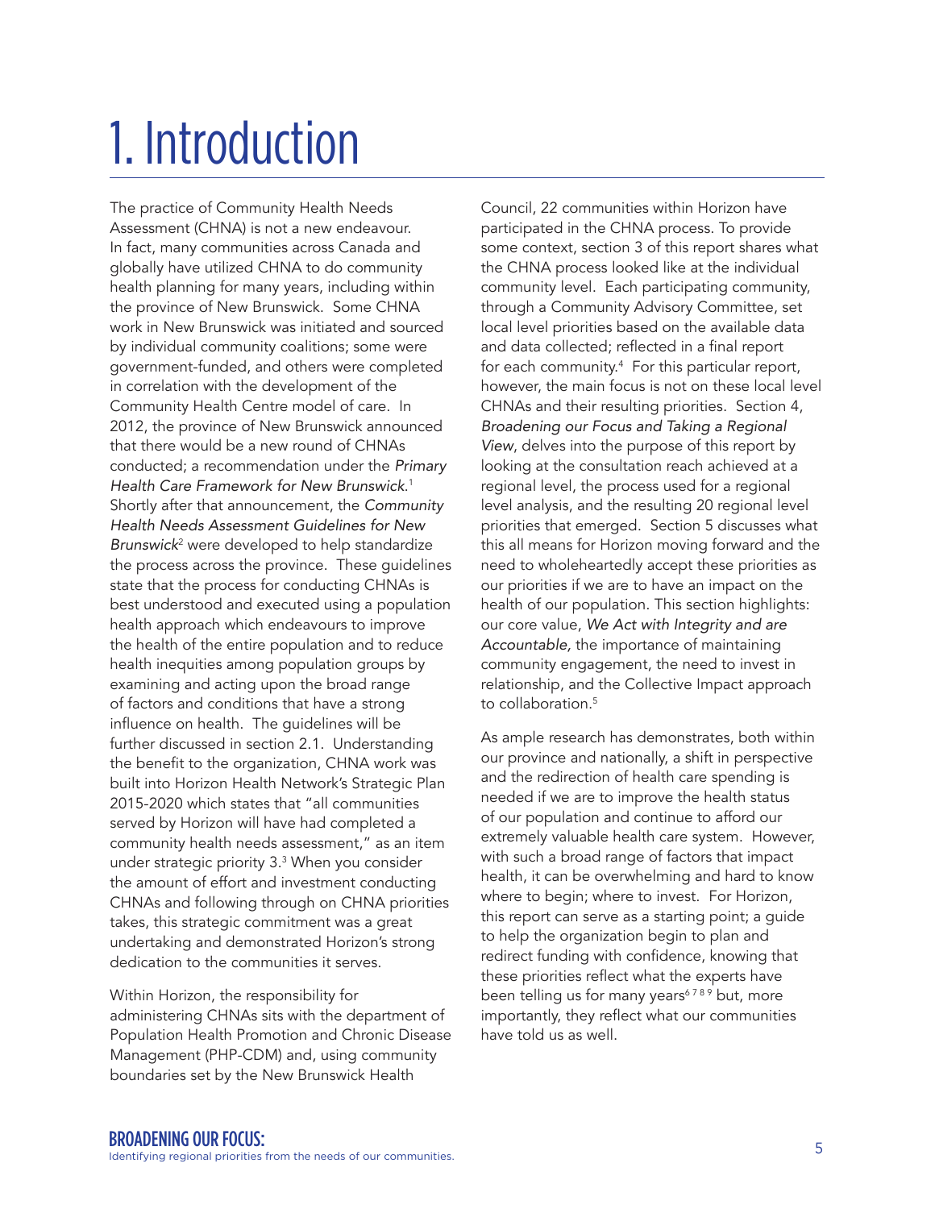# 1. Introduction

The practice of Community Health Needs Assessment (CHNA) is not a new endeavour. In fact, many communities across Canada and globally have utilized CHNA to do community health planning for many years, including within the province of New Brunswick. Some CHNA work in New Brunswick was initiated and sourced by individual community coalitions; some were government-funded, and others were completed in correlation with the development of the Community Health Centre model of care. In 2012, the province of New Brunswick announced that there would be a new round of CHNAs conducted; a recommendation under the *Primary Health Care Framework for New Brunswick.*[1] Shortly after that announcement, the *Community Health Needs Assessment Guidelines for New Brunswick*[2] were developed to help standardize the process across the province. These guidelines state that the process for conducting CHNAs is best understood and executed using a population health approach which endeavours to improve the health of the entire population and to reduce health inequities among population groups by examining and acting upon the broad range of factors and conditions that have a strong influence on health. The guidelines will be further discussed in section 2.1. Understanding the benefit to the organization, CHNA work was built into Horizon Health Network's Strategic Plan 2015-2020 which states that "all communities served by Horizon will have had completed a community health needs assessment," as an item under strategic priority 3.[3] When you consider the amount of effort and investment conducting CHNAs and following through on CHNA priorities takes, this strategic commitment was a great undertaking and demonstrated Horizon's strong dedication to the communities it serves.

Within Horizon, the responsibility for administering CHNAs sits with the department of Population Health Promotion and Chronic Disease Management (PHP-CDM) and, using community boundaries set by the New Brunswick Health Council, 22 communities within Horizon have participated in the CHNA process. To provide some context, section 3 of this report shares what the CHNA process looked like at the individual community level. Each participating community, through a Community Advisory Committee, set local level priorities based on the available data and data collected; reflected in a final report for each community.[4] For this particular report, however, the main focus is not on these local level CHNAs and their resulting priorities. Section 4, *Broadening our Focus and Taking a Regional View*, delves into the purpose of this report by looking at the consultation reach achieved at a regional level, the process used for a regional level analysis, and the resulting 20 regional level priorities that emerged. Section 5 discusses what this all means for Horizon moving forward and the need to wholeheartedly accept these priorities as our priorities if we are to have an impact on the health of our population. This section highlights: our core value, *We Act with Integrity and are Accountable,* the importance of maintaining community engagement, the need to invest in relationship, and the Collective Impact approach to collaboration.[5]

As ample research has demonstrates, both within our province and nationally, a shift in perspective and the redirection of health care spending is needed if we are to improve the health status of our population and continue to afford our extremely valuable health care system. However, with such a broad range of factors that impact health, it can be overwhelming and hard to know where to begin; where to invest. For Horizon, this report can serve as a starting point; a guide to help the organization begin to plan and redirect funding with confidence, knowing that these priorities reflect what the experts have been telling us for many years[6,7,8,9] but, more importantly, they reflect what our communities have told us as well.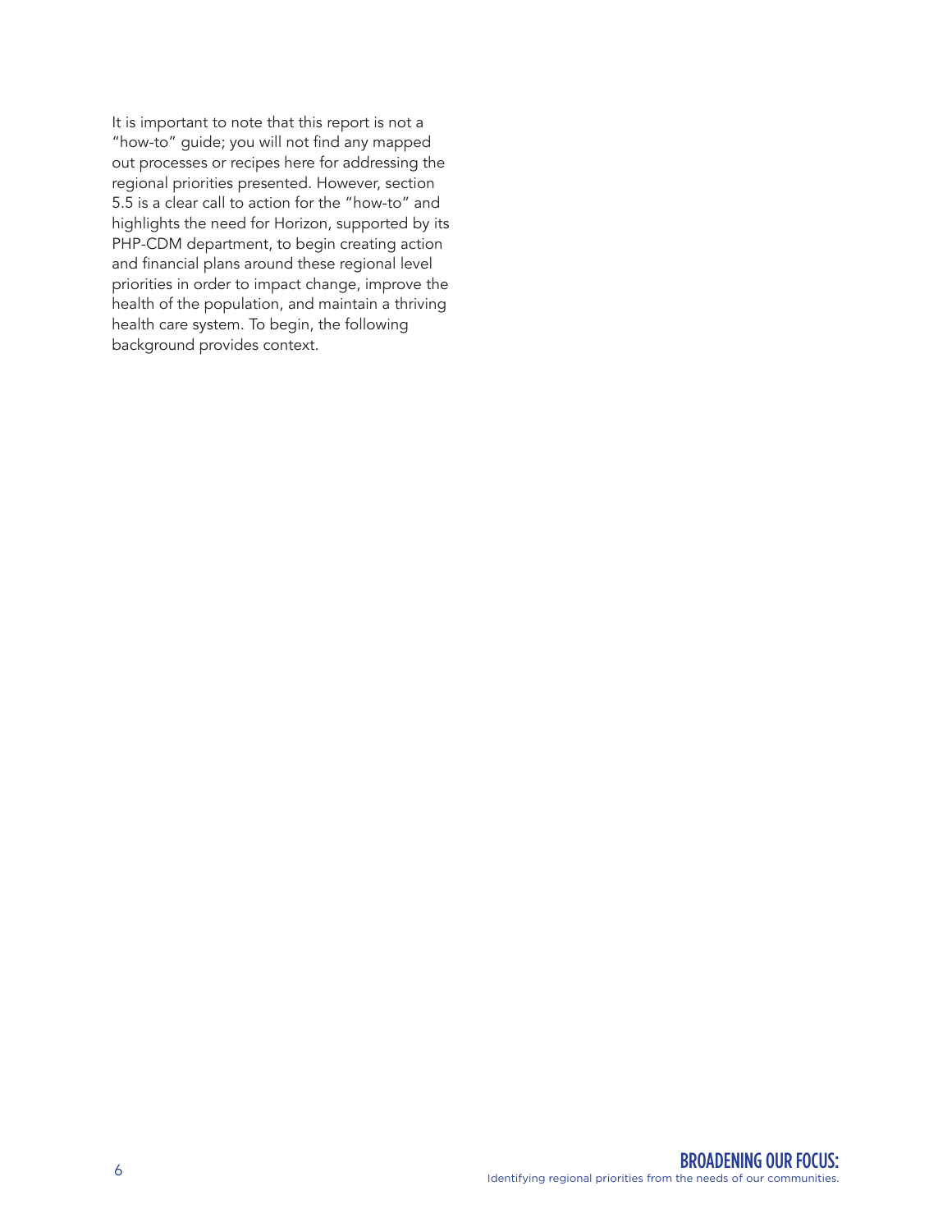It is important to note that this report is not a "how-to" guide; you will not find any mapped out processes or recipes here for addressing the regional priorities presented. However, section 5.5 is a clear call to action for the "how-to" and highlights the need for Horizon, supported by its PHP-CDM department, to begin creating action and financial plans around these regional level priorities in order to impact change, improve the health of the population, and maintain a thriving health care system. To begin, the following background provides context.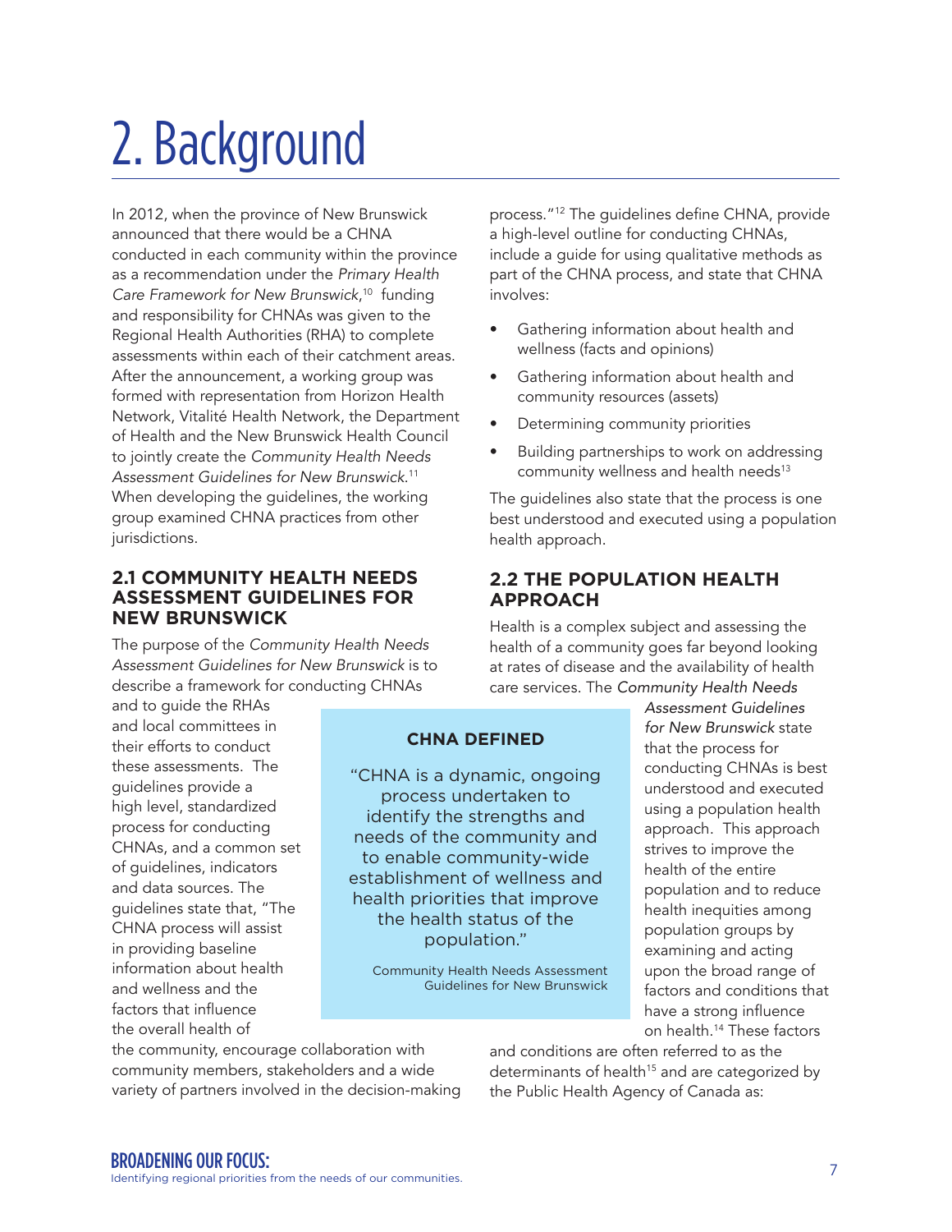# 2. Background

In 2012, when the province of New Brunswick announced that there would be a CHNA conducted in each community within the province as a recommendation under the *Primary Health Care Framework for New Brunswick*,[10] funding and responsibility for CHNAs was given to the Regional Health Authorities (RHA) to complete assessments within each of their catchment areas. After the announcement, a working group was formed with representation from Horizon Health Network, Vitalité Health Network, the Department of Health and the New Brunswick Health Council to jointly create the *Community Health Needs Assessment Guidelines for New Brunswick.*[11] When developing the guidelines, the working group examined CHNA practices from other jurisdictions.

## 2.1 COMMUNITY HEALTH NEEDS ASSESSMENT GUIDELINES FOR NEW BRUNSWICK

The purpose of the *Community Health Needs Assessment Guidelines for New Brunswick* is to describe a framework for conducting CHNAs and to guide the RHAs and local committees in their efforts to conduct these assessments. The guidelines provide a high level, standardized process for conducting CHNAs, and a common set of guidelines, indicators and data sources. The guidelines state that, "The CHNA process will assist in providing baseline information about health and wellness and the factors that influence the overall health of the community, encourage collaboration with community members, stakeholders and a wide variety of partners involved in the decision-making process."[12] The guidelines define CHNA, provide a high-level outline for conducting CHNAs, include a guide for using qualitative methods as part of the CHNA process, and state that CHNA involves:

- Gathering information about health and wellness (facts and opinions)
- Gathering information about health and community resources (assets)
- Determining community priorities
- Building partnerships to work on addressing community wellness and health needs[13]

The guidelines also state that the process is one best understood and executed using a population health approach.

> **CHNA DEFINED**
>
> "CHNA is a dynamic, ongoing process undertaken to identify the strengths and needs of the community and to enable community-wide establishment of wellness and health priorities that improve the health status of the population."
>
> Community Health Needs Assessment Guidelines for New Brunswick

## 2.2 THE POPULATION HEALTH APPROACH

Health is a complex subject and assessing the health of a community goes far beyond looking at rates of disease and the availability of health care services. The *Community Health Needs Assessment Guidelines for New Brunswick* state that the process for conducting CHNAs is best understood and executed using a population health approach. This approach strives to improve the health of the entire population and to reduce health inequities among population groups by examining and acting upon the broad range of factors and conditions that have a strong influence on health.[14] These factors and conditions are often referred to as the determinants of health[15] and are categorized by the Public Health Agency of Canada as: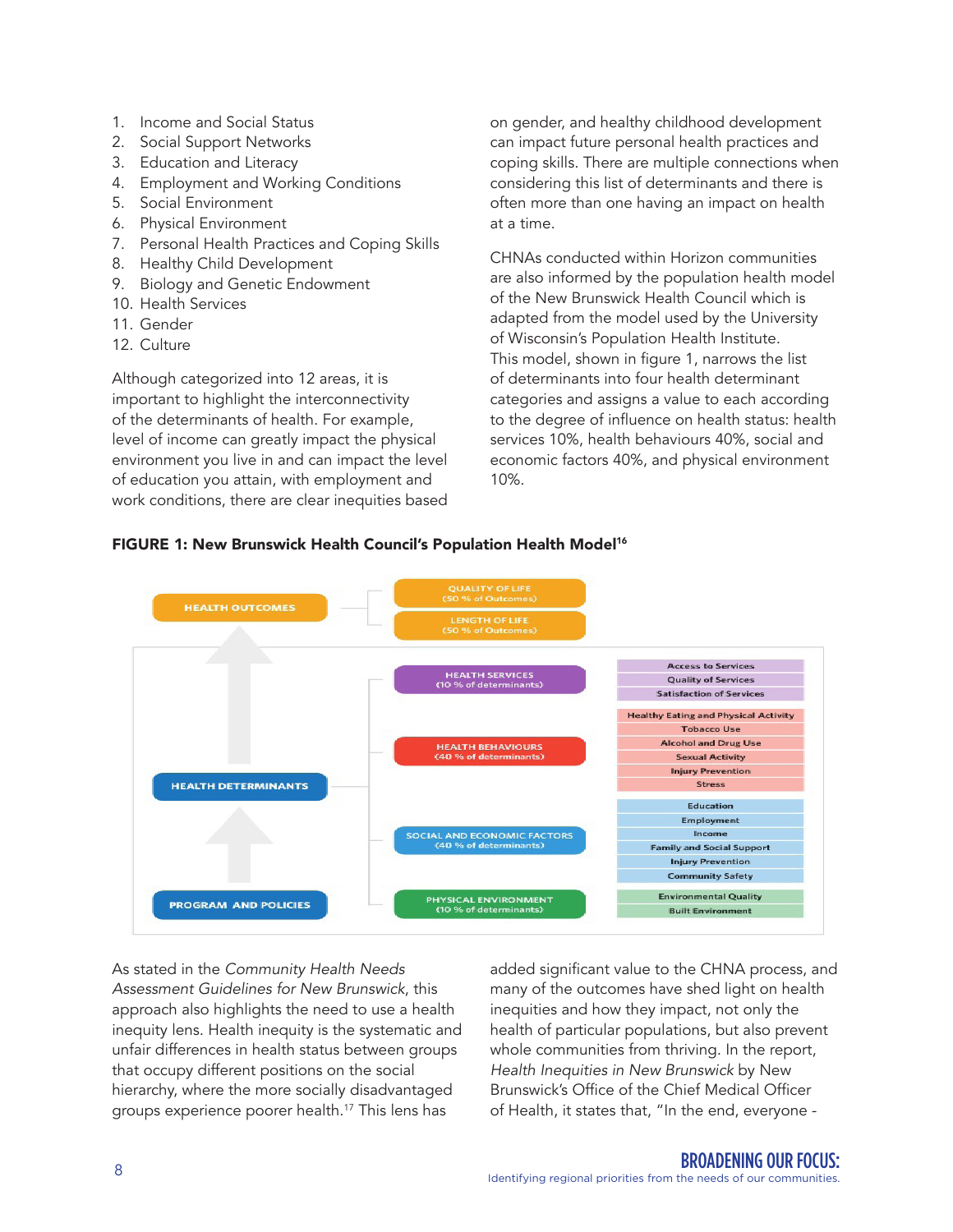1. Income and Social Status
2. Social Support Networks
3. Education and Literacy
4. Employment and Working Conditions
5. Social Environment
6. Physical Environment
7. Personal Health Practices and Coping Skills
8. Healthy Child Development
9. Biology and Genetic Endowment
10. Health Services
11. Gender
12. Culture

Although categorized into 12 areas, it is important to highlight the interconnectivity of the determinants of health. For example, level of income can greatly impact the physical environment you live in and can impact the level of education you attain, with employment and work conditions, there are clear inequities based on gender, and healthy childhood development can impact future personal health practices and coping skills. There are multiple connections when considering this list of determinants and there is often more than one having an impact on health at a time.

CHNAs conducted within Horizon communities are also informed by the population health model of the New Brunswick Health Council which is adapted from the model used by the University of Wisconsin's Population Health Institute. This model, shown in figure 1, narrows the list of determinants into four health determinant categories and assigns a value to each according to the degree of influence on health status: health services 10%, health behaviours 40%, social and economic factors 40%, and physical environment 10%.

**FIGURE 1: New Brunswick Health Council's Population Health Model**[16]

| | | |
|---|---|---|
| HEALTH OUTCOMES | QUALITY OF LIFE (50 % of Outcomes) | |
| | LENGTH OF LIFE (50 % of Outcomes) | |
| HEALTH DETERMINANTS | HEALTH SERVICES (10 % of determinants) | Access to Services; Quality of Services; Satisfaction of Services |
| | HEALTH BEHAVIOURS (40 % of determinants) | Healthy Eating and Physical Activity; Tobacco Use; Alcohol and Drug Use; Sexual Activity; Injury Prevention; Stress |
| | SOCIAL AND ECONOMIC FACTORS (40 % of determinants) | Education; Employment; Income; Family and Social Support; Injury Prevention; Community Safety |
| PROGRAM AND POLICIES | PHYSICAL ENVIRONMENT (10 % of determinants) | Environmental Quality; Built Environment |

As stated in the *Community Health Needs Assessment Guidelines for New Brunswick*, this approach also highlights the need to use a health inequity lens. Health inequity is the systematic and unfair differences in health status between groups that occupy different positions on the social hierarchy, where the more socially disadvantaged groups experience poorer health.[17] This lens has added significant value to the CHNA process, and many of the outcomes have shed light on health inequities and how they impact, not only the health of particular populations, but also prevent whole communities from thriving. In the report, *Health Inequities in New Brunswick* by New Brunswick's Office of the Chief Medical Officer of Health, it states that, "In the end, everyone -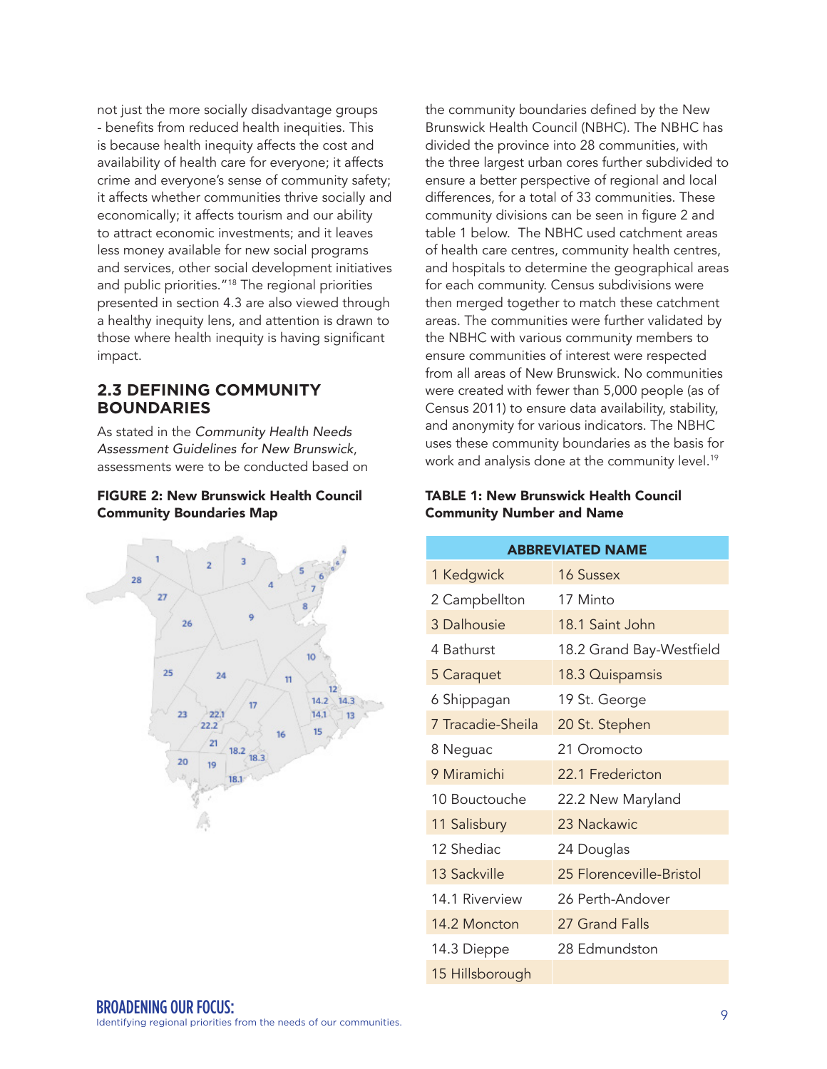not just the more socially disadvantage groups - benefits from reduced health inequities. This is because health inequity affects the cost and availability of health care for everyone; it affects crime and everyone's sense of community safety; it affects whether communities thrive socially and economically; it affects tourism and our ability to attract economic investments; and it leaves less money available for new social programs and services, other social development initiatives and public priorities."[18] The regional priorities presented in section 4.3 are also viewed through a healthy inequity lens, and attention is drawn to those where health inequity is having significant impact.

## 2.3 DEFINING COMMUNITY BOUNDARIES

As stated in the *Community Health Needs Assessment Guidelines for New Brunswick*, assessments were to be conducted based on the community boundaries defined by the New Brunswick Health Council (NBHC). The NBHC has divided the province into 28 communities, with the three largest urban cores further subdivided to ensure a better perspective of regional and local differences, for a total of 33 communities. These community divisions can be seen in figure 2 and table 1 below. The NBHC used catchment areas of health care centres, community health centres, and hospitals to determine the geographical areas for each community. Census subdivisions were then merged together to match these catchment areas. The communities were further validated by the NBHC with various community members to ensure communities of interest were respected from all areas of New Brunswick. No communities were created with fewer than 5,000 people (as of Census 2011) to ensure data availability, stability, and anonymity for various indicators. The NBHC uses these community boundaries as the basis for work and analysis done at the community level.[19]

**FIGURE 2: New Brunswick Health Council Community Boundaries Map**

**TABLE 1: New Brunswick Health Council Community Number and Name**

| ABBREVIATED NAME | |
|---|---|
| 1 Kedgwick | 16 Sussex |
| 2 Campbellton | 17 Minto |
| 3 Dalhousie | 18.1 Saint John |
| 4 Bathurst | 18.2 Grand Bay-Westfield |
| 5 Caraquet | 18.3 Quispamsis |
| 6 Shippagan | 19 St. George |
| 7 Tracadie-Sheila | 20 St. Stephen |
| 8 Neguac | 21 Oromocto |
| 9 Miramichi | 22.1 Fredericton |
| 10 Bouctouche | 22.2 New Maryland |
| 11 Salisbury | 23 Nackawic |
| 12 Shediac | 24 Douglas |
| 13 Sackville | 25 Florenceville-Bristol |
| 14.1 Riverview | 26 Perth-Andover |
| 14.2 Moncton | 27 Grand Falls |
| 14.3 Dieppe | 28 Edmundston |
| 15 Hillsborough | |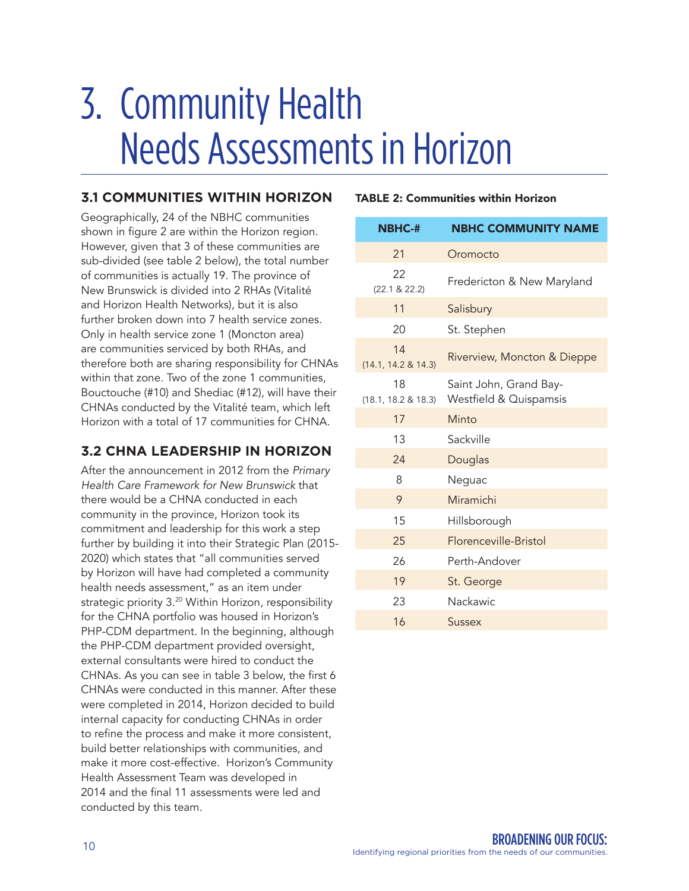# 3. Community Health Needs Assessments in Horizon

## 3.1 COMMUNITIES WITHIN HORIZON

Geographically, 24 of the NBHC communities shown in figure 2 are within the Horizon region. However, given that 3 of these communities are sub-divided (see table 2 below), the total number of communities is actually 19. The province of New Brunswick is divided into 2 RHAs (Vitalité and Horizon Health Networks), but it is also further broken down into 7 health service zones. Only in health service zone 1 (Moncton area) are communities serviced by both RHAs, and therefore both are sharing responsibility for CHNAs within that zone. Two of the zone 1 communities, Bouctouche (#10) and Shediac (#12), will have their CHNAs conducted by the Vitalité team, which left Horizon with a total of 17 communities for CHNA.

## 3.2 CHNA LEADERSHIP IN HORIZON

After the announcement in 2012 from the *Primary Health Care Framework for New Brunswick* that there would be a CHNA conducted in each community in the province, Horizon took its commitment and leadership for this work a step further by building it into their Strategic Plan (2015-2020) which states that "all communities served by Horizon will have had completed a community health needs assessment," as an item under strategic priority 3.[20] Within Horizon, responsibility for the CHNA portfolio was housed in Horizon's PHP-CDM department. In the beginning, although the PHP-CDM department provided oversight, external consultants were hired to conduct the CHNAs. As you can see in table 3 below, the first 6 CHNAs were conducted in this manner. After these were completed in 2014, Horizon decided to build internal capacity for conducting CHNAs in order to refine the process and make it more consistent, build better relationships with communities, and make it more cost-effective. Horizon's Community Health Assessment Team was developed in 2014 and the final 11 assessments were led and conducted by this team.

**TABLE 2: Communities within Horizon**

| NBHC-# | NBHC COMMUNITY NAME |
|---|---|
| 21 | Oromocto |
| 22 (22.1 & 22.2) | Fredericton & New Maryland |
| 11 | Salisbury |
| 20 | St. Stephen |
| 14 (14.1, 14.2 & 14.3) | Riverview, Moncton & Dieppe |
| 18 (18.1, 18.2 & 18.3) | Saint John, Grand Bay-Westfield & Quispamsis |
| 17 | Minto |
| 13 | Sackville |
| 24 | Douglas |
| 8 | Neguac |
| 9 | Miramichi |
| 15 | Hillsborough |
| 25 | Florenceville-Bristol |
| 26 | Perth-Andover |
| 19 | St. George |
| 23 | Nackawic |
| 16 | Sussex |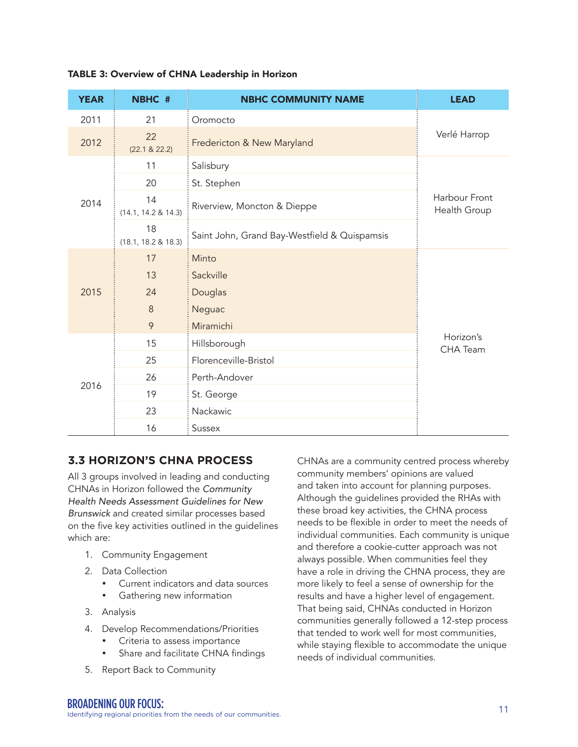**TABLE 3: Overview of CHNA Leadership in Horizon**

| YEAR | NBHC # | NBHC COMMUNITY NAME | LEAD |
|---|---|---|---|
| 2011 | 21 | Oromocto | Verlé Harrop |
| 2012 | 22 (22.1 & 22.2) | Fredericton & New Maryland | |
| 2014 | 11 | Salisbury | Harbour Front Health Group |
| | 20 | St. Stephen | |
| | 14 (14.1, 14.2 & 14.3) | Riverview, Moncton & Dieppe | |
| | 18 (18.1, 18.2 & 18.3) | Saint John, Grand Bay-Westfield & Quispamsis | |
| 2015 | 17 | Minto | Horizon's CHA Team |
| | 13 | Sackville | |
| | 24 | Douglas | |
| | 8 | Neguac | |
| | 9 | Miramichi | |
| 2016 | 15 | Hillsborough | |
| | 25 | Florenceville-Bristol | |
| | 26 | Perth-Andover | |
| | 19 | St. George | |
| | 23 | Nackawic | |
| | 16 | Sussex | |

## 3.3 HORIZON'S CHNA PROCESS

All 3 groups involved in leading and conducting CHNAs in Horizon followed the *Community Health Needs Assessment Guidelines for New Brunswick* and created similar processes based on the five key activities outlined in the guidelines which are:

1. Community Engagement
2. Data Collection
   - Current indicators and data sources
   - Gathering new information
3. Analysis
4. Develop Recommendations/Priorities
   - Criteria to assess importance
   - Share and facilitate CHNA findings
5. Report Back to Community

CHNAs are a community centred process whereby community members' opinions are valued and taken into account for planning purposes. Although the guidelines provided the RHAs with these broad key activities, the CHNA process needs to be flexible in order to meet the needs of individual communities. Each community is unique and therefore a cookie-cutter approach was not always possible. When communities feel they have a role in driving the CHNA process, they are more likely to feel a sense of ownership for the results and have a higher level of engagement. That being said, CHNAs conducted in Horizon communities generally followed a 12-step process that tended to work well for most communities, while staying flexible to accommodate the unique needs of individual communities.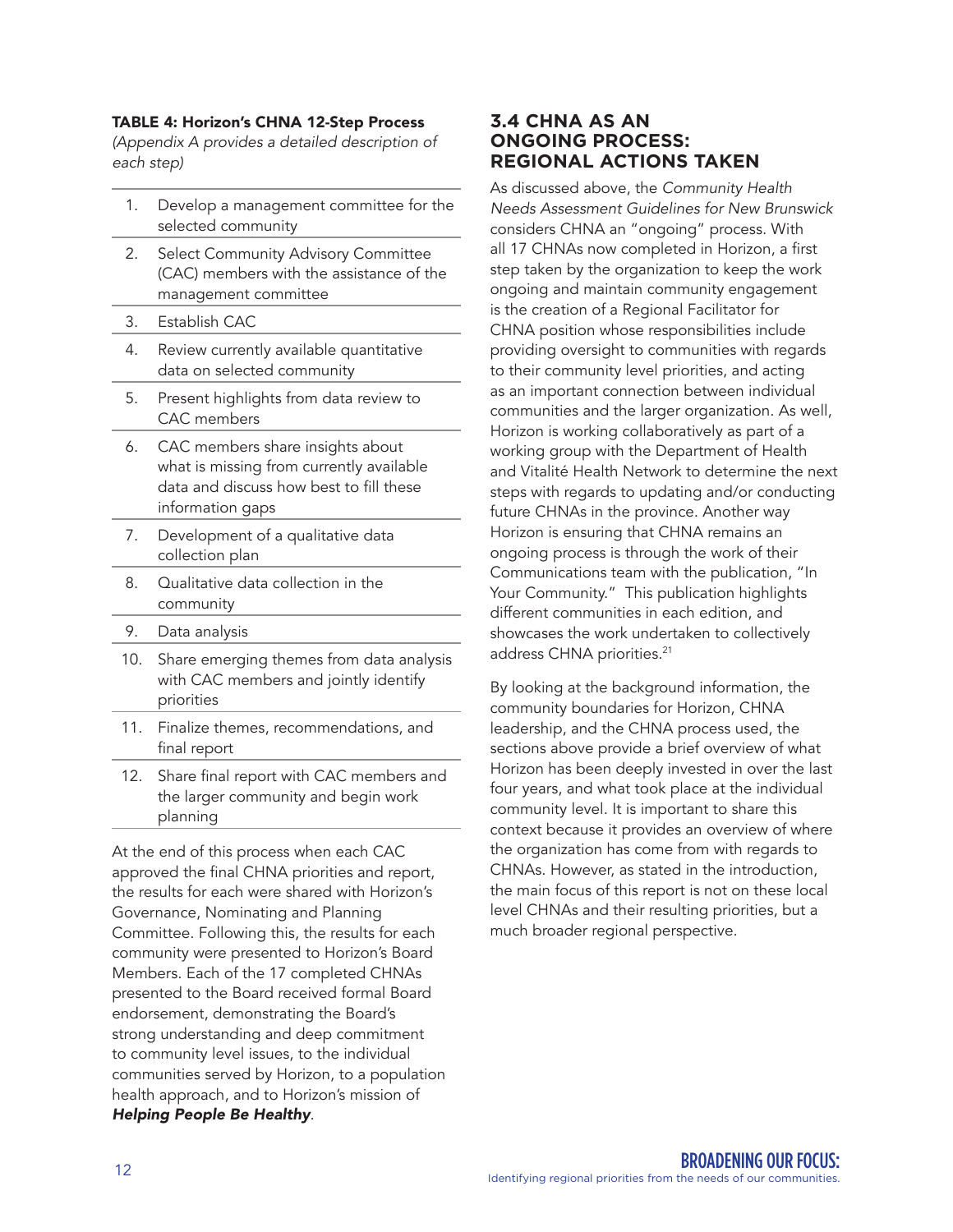**TABLE 4: Horizon's CHNA 12-Step Process**
*(Appendix A provides a detailed description of each step)*

| | |
|---|---|
| 1. | Develop a management committee for the selected community |
| 2. | Select Community Advisory Committee (CAC) members with the assistance of the management committee |
| 3. | Establish CAC |
| 4. | Review currently available quantitative data on selected community |
| 5. | Present highlights from data review to CAC members |
| 6. | CAC members share insights about what is missing from currently available data and discuss how best to fill these information gaps |
| 7. | Development of a qualitative data collection plan |
| 8. | Qualitative data collection in the community |
| 9. | Data analysis |
| 10. | Share emerging themes from data analysis with CAC members and jointly identify priorities |
| 11. | Finalize themes, recommendations, and final report |
| 12. | Share final report with CAC members and the larger community and begin work planning |

At the end of this process when each CAC approved the final CHNA priorities and report, the results for each were shared with Horizon's Governance, Nominating and Planning Committee. Following this, the results for each community were presented to Horizon's Board Members. Each of the 17 completed CHNAs presented to the Board received formal Board endorsement, demonstrating the Board's strong understanding and deep commitment to community level issues, to the individual communities served by Horizon, to a population health approach, and to Horizon's mission of ***Helping People Be Healthy***.

## 3.4 CHNA AS AN ONGOING PROCESS: REGIONAL ACTIONS TAKEN

As discussed above, the *Community Health Needs Assessment Guidelines for New Brunswick* considers CHNA an "ongoing" process. With all 17 CHNAs now completed in Horizon, a first step taken by the organization to keep the work ongoing and maintain community engagement is the creation of a Regional Facilitator for CHNA position whose responsibilities include providing oversight to communities with regards to their community level priorities, and acting as an important connection between individual communities and the larger organization. As well, Horizon is working collaboratively as part of a working group with the Department of Health and Vitalité Health Network to determine the next steps with regards to updating and/or conducting future CHNAs in the province. Another way Horizon is ensuring that CHNA remains an ongoing process is through the work of their Communications team with the publication, "In Your Community." This publication highlights different communities in each edition, and showcases the work undertaken to collectively address CHNA priorities.[21]

By looking at the background information, the community boundaries for Horizon, CHNA leadership, and the CHNA process used, the sections above provide a brief overview of what Horizon has been deeply invested in over the last four years, and what took place at the individual community level. It is important to share this context because it provides an overview of where the organization has come from with regards to CHNAs. However, as stated in the introduction, the main focus of this report is not on these local level CHNAs and their resulting priorities, but a much broader regional perspective.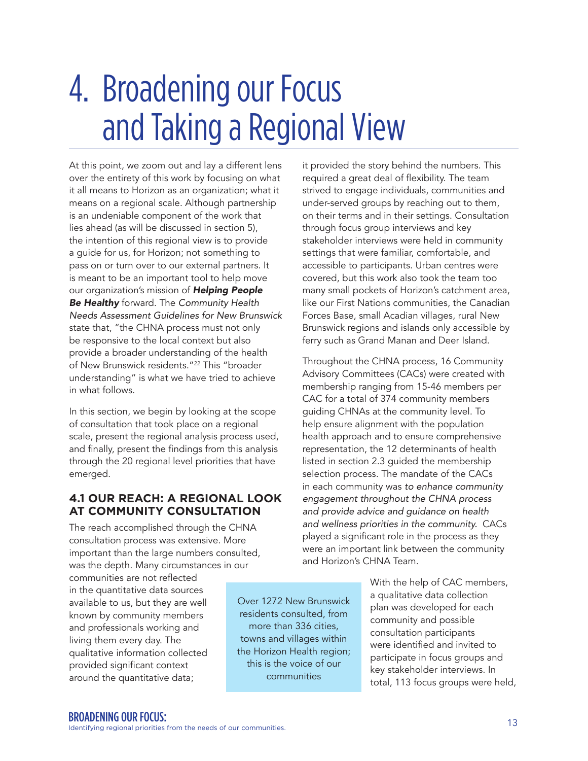# 4. Broadening our Focus and Taking a Regional View

At this point, we zoom out and lay a different lens over the entirety of this work by focusing on what it all means to Horizon as an organization; what it means on a regional scale. Although partnership is an undeniable component of the work that lies ahead (as will be discussed in section 5), the intention of this regional view is to provide a guide for us, for Horizon; not something to pass on or turn over to our external partners. It is meant to be an important tool to help move our organization's mission of ***Helping People Be Healthy*** forward. The *Community Health Needs Assessment Guidelines for New Brunswick* state that, "the CHNA process must not only be responsive to the local context but also provide a broader understanding of the health of New Brunswick residents."[22] This "broader understanding" is what we have tried to achieve in what follows.

In this section, we begin by looking at the scope of consultation that took place on a regional scale, present the regional analysis process used, and finally, present the findings from this analysis through the 20 regional level priorities that have emerged.

## 4.1 OUR REACH: A REGIONAL LOOK AT COMMUNITY CONSULTATION

The reach accomplished through the CHNA consultation process was extensive. More important than the large numbers consulted, was the depth. Many circumstances in our communities are not reflected in the quantitative data sources available to us, but they are well known by community members and professionals working and living them every day. The qualitative information collected provided significant context around the quantitative data; it provided the story behind the numbers. This required a great deal of flexibility. The team strived to engage individuals, communities and under-served groups by reaching out to them, on their terms and in their settings. Consultation through focus group interviews and key stakeholder interviews were held in community settings that were familiar, comfortable, and accessible to participants. Urban centres were covered, but this work also took the team too many small pockets of Horizon's catchment area, like our First Nations communities, the Canadian Forces Base, small Acadian villages, rural New Brunswick regions and islands only accessible by ferry such as Grand Manan and Deer Island.

Throughout the CHNA process, 16 Community Advisory Committees (CACs) were created with membership ranging from 15-46 members per CAC for a total of 374 community members guiding CHNAs at the community level. To help ensure alignment with the population health approach and to ensure comprehensive representation, the 12 determinants of health listed in section 2.3 guided the membership selection process. The mandate of the CACs in each community was *to enhance community engagement throughout the CHNA process and provide advice and guidance on health and wellness priorities in the community.* CACs played a significant role in the process as they were an important link between the community and Horizon's CHNA Team.

> Over 1272 New Brunswick residents consulted, from more than 336 cities, towns and villages within the Horizon Health region; this is the voice of our communities

With the help of CAC members, a qualitative data collection plan was developed for each community and possible consultation participants were identified and invited to participate in focus groups and key stakeholder interviews. In total, 113 focus groups were held,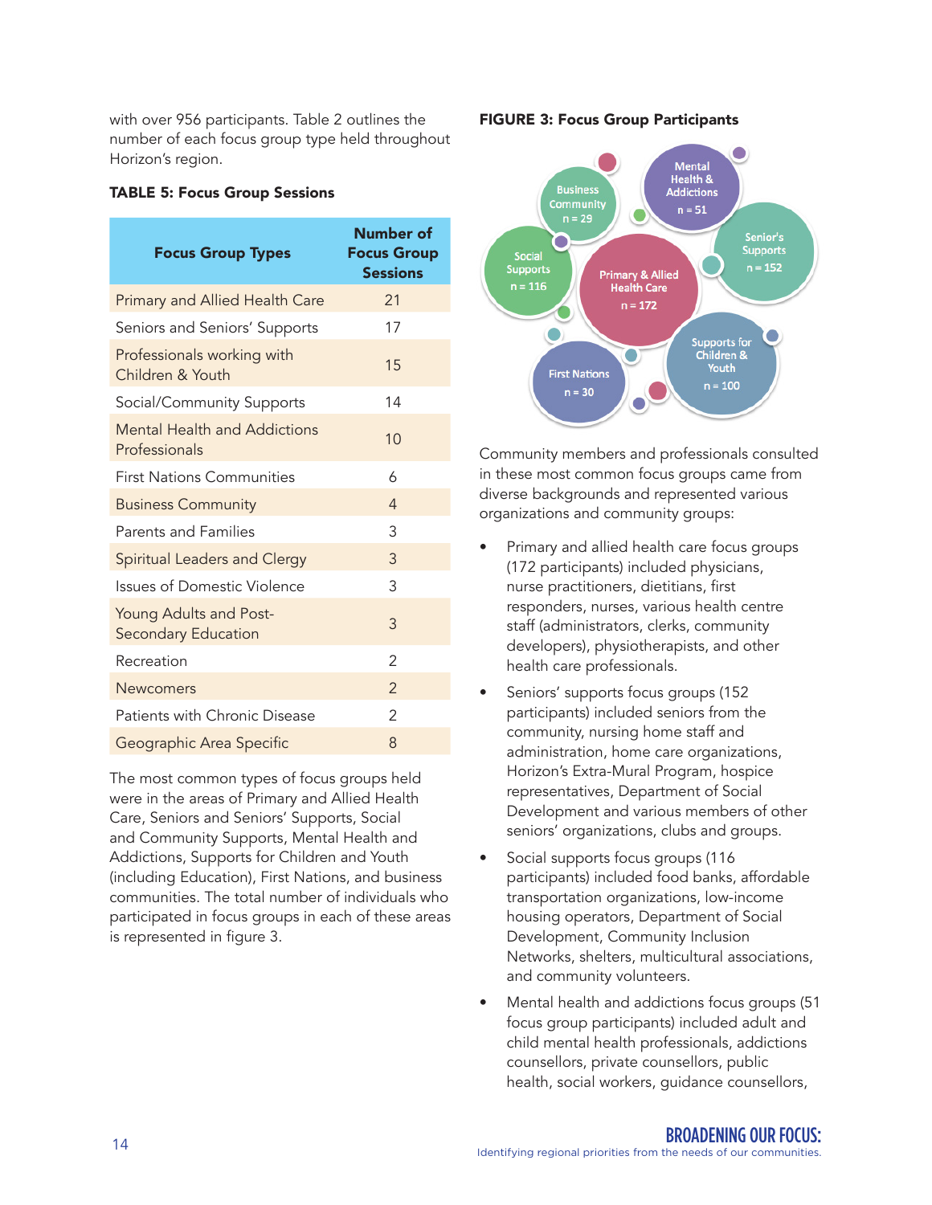with over 956 participants. Table 2 outlines the number of each focus group type held throughout Horizon's region.

**TABLE 5: Focus Group Sessions**

| Focus Group Types | Number of Focus Group Sessions |
|---|---|
| Primary and Allied Health Care | 21 |
| Seniors and Seniors' Supports | 17 |
| Professionals working with Children & Youth | 15 |
| Social/Community Supports | 14 |
| Mental Health and Addictions Professionals | 10 |
| First Nations Communities | 6 |
| Business Community | 4 |
| Parents and Families | 3 |
| Spiritual Leaders and Clergy | 3 |
| Issues of Domestic Violence | 3 |
| Young Adults and Post-Secondary Education | 3 |
| Recreation | 2 |
| Newcomers | 2 |
| Patients with Chronic Disease | 2 |
| Geographic Area Specific | 8 |

The most common types of focus groups held were in the areas of Primary and Allied Health Care, Seniors and Seniors' Supports, Social and Community Supports, Mental Health and Addictions, Supports for Children and Youth (including Education), First Nations, and business communities. The total number of individuals who participated in focus groups in each of these areas is represented in figure 3.

**FIGURE 3: Focus Group Participants**

- Business Community n = 29
- Mental Health & Addictions n = 51
- Senior's Supports n = 152
- Social Supports n = 116
- Primary & Allied Health Care n = 172
- First Nations n = 30
- Supports for Children & Youth n = 100

Community members and professionals consulted in these most common focus groups came from diverse backgrounds and represented various organizations and community groups:

- Primary and allied health care focus groups (172 participants) included physicians, nurse practitioners, dietitians, first responders, nurses, various health centre staff (administrators, clerks, community developers), physiotherapists, and other health care professionals.
- Seniors' supports focus groups (152 participants) included seniors from the community, nursing home staff and administration, home care organizations, Horizon's Extra-Mural Program, hospice representatives, Department of Social Development and various members of other seniors' organizations, clubs and groups.
- Social supports focus groups (116 participants) included food banks, affordable transportation organizations, low-income housing operators, Department of Social Development, Community Inclusion Networks, shelters, multicultural associations, and community volunteers.
- Mental health and addictions focus groups (51 focus group participants) included adult and child mental health professionals, addictions counsellors, private counsellors, public health, social workers, guidance counsellors,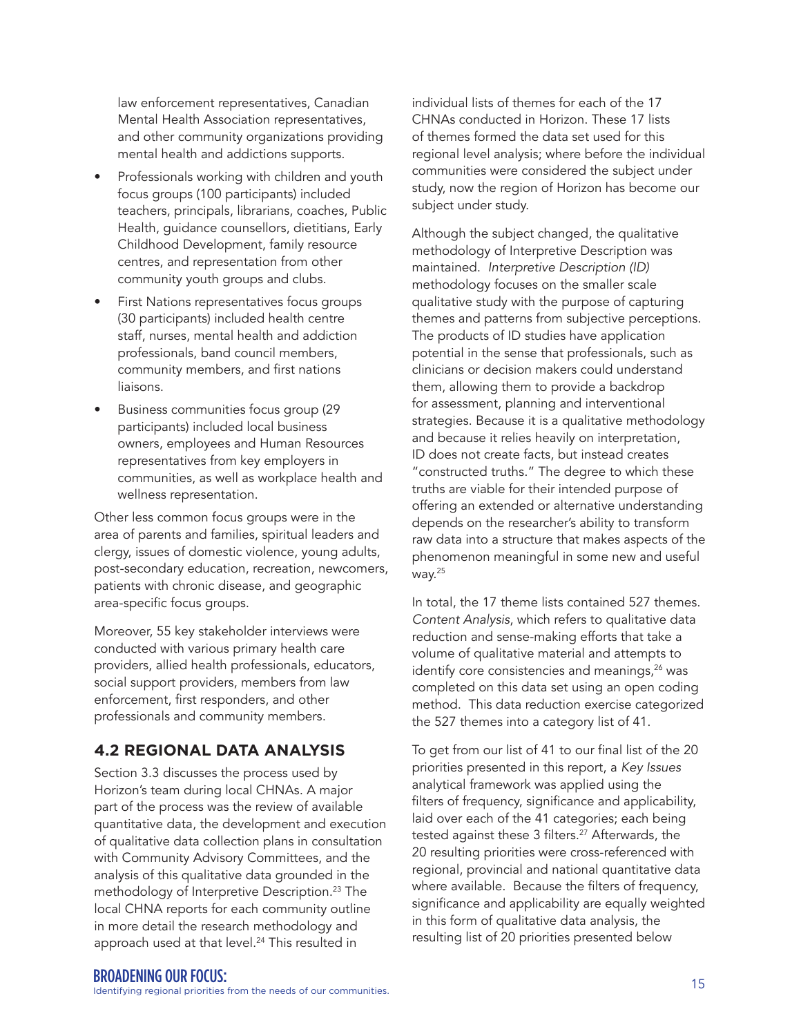law enforcement representatives, Canadian Mental Health Association representatives, and other community organizations providing mental health and addictions supports.

- Professionals working with children and youth focus groups (100 participants) included teachers, principals, librarians, coaches, Public Health, guidance counsellors, dietitians, Early Childhood Development, family resource centres, and representation from other community youth groups and clubs.
- First Nations representatives focus groups (30 participants) included health centre staff, nurses, mental health and addiction professionals, band council members, community members, and first nations liaisons.
- Business communities focus group (29 participants) included local business owners, employees and Human Resources representatives from key employers in communities, as well as workplace health and wellness representation.

Other less common focus groups were in the area of parents and families, spiritual leaders and clergy, issues of domestic violence, young adults, post-secondary education, recreation, newcomers, patients with chronic disease, and geographic area-specific focus groups.

Moreover, 55 key stakeholder interviews were conducted with various primary health care providers, allied health professionals, educators, social support providers, members from law enforcement, first responders, and other professionals and community members.

## 4.2 REGIONAL DATA ANALYSIS

Section 3.3 discusses the process used by Horizon's team during local CHNAs. A major part of the process was the review of available quantitative data, the development and execution of qualitative data collection plans in consultation with Community Advisory Committees, and the analysis of this qualitative data grounded in the methodology of Interpretive Description.[23] The local CHNA reports for each community outline in more detail the research methodology and approach used at that level.[24] This resulted in individual lists of themes for each of the 17 CHNAs conducted in Horizon. These 17 lists of themes formed the data set used for this regional level analysis; where before the individual communities were considered the subject under study, now the region of Horizon has become our subject under study.

Although the subject changed, the qualitative methodology of Interpretive Description was maintained. *Interpretive Description (ID)* methodology focuses on the smaller scale qualitative study with the purpose of capturing themes and patterns from subjective perceptions. The products of ID studies have application potential in the sense that professionals, such as clinicians or decision makers could understand them, allowing them to provide a backdrop for assessment, planning and interventional strategies. Because it is a qualitative methodology and because it relies heavily on interpretation, ID does not create facts, but instead creates "constructed truths." The degree to which these truths are viable for their intended purpose of offering an extended or alternative understanding depends on the researcher's ability to transform raw data into a structure that makes aspects of the phenomenon meaningful in some new and useful way.[25]

In total, the 17 theme lists contained 527 themes. *Content Analysis*, which refers to qualitative data reduction and sense-making efforts that take a volume of qualitative material and attempts to identify core consistencies and meanings,[26] was completed on this data set using an open coding method. This data reduction exercise categorized the 527 themes into a category list of 41.

To get from our list of 41 to our final list of the 20 priorities presented in this report, a *Key Issues* analytical framework was applied using the filters of frequency, significance and applicability, laid over each of the 41 categories; each being tested against these 3 filters.[27] Afterwards, the 20 resulting priorities were cross-referenced with regional, provincial and national quantitative data where available. Because the filters of frequency, significance and applicability are equally weighted in this form of qualitative data analysis, the resulting list of 20 priorities presented below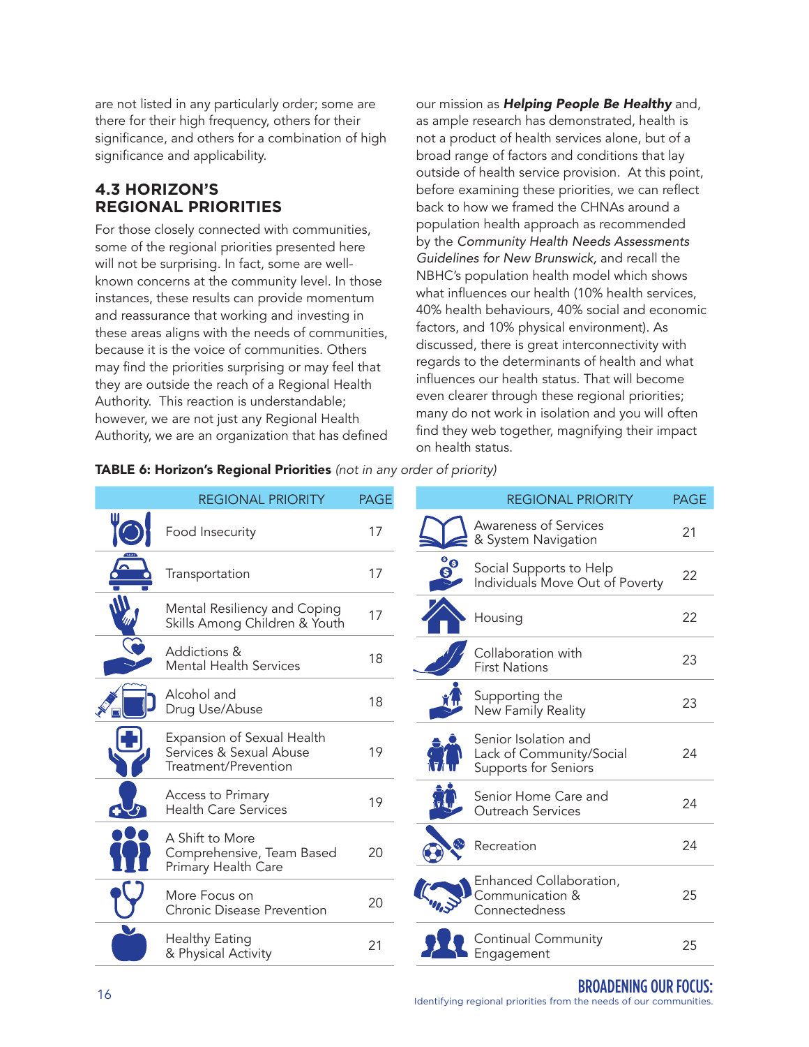are not listed in any particularly order; some are there for their high frequency, others for their significance, and others for a combination of high significance and applicability.

## 4.3 HORIZON'S REGIONAL PRIORITIES

For those closely connected with communities, some of the regional priorities presented here will not be surprising. In fact, some are well-known concerns at the community level. In those instances, these results can provide momentum and reassurance that working and investing in these areas aligns with the needs of communities, because it is the voice of communities. Others may find the priorities surprising or may feel that they are outside the reach of a Regional Health Authority. This reaction is understandable; however, we are not just any Regional Health Authority, we are an organization that has defined our mission as ***Helping People Be Healthy*** and, as ample research has demonstrated, health is not a product of health services alone, but of a broad range of factors and conditions that lay outside of health service provision. At this point, before examining these priorities, we can reflect back to how we framed the CHNAs around a population health approach as recommended by the *Community Health Needs Assessments Guidelines for New Brunswick,* and recall the NBHC's population health model which shows what influences our health (10% health services, 40% health behaviours, 40% social and economic factors, and 10% physical environment). As discussed, there is great interconnectivity with regards to the determinants of health and what influences our health status. That will become even clearer through these regional priorities; many do not work in isolation and you will often find they web together, magnifying their impact on health status.

**TABLE 6: Horizon's Regional Priorities** *(not in any order of priority)*

| REGIONAL PRIORITY | PAGE |
|---|---|
| Food Insecurity | 17 |
| Transportation | 17 |
| Mental Resiliency and Coping Skills Among Children & Youth | 17 |
| Addictions & Mental Health Services | 18 |
| Alcohol and Drug Use/Abuse | 18 |
| Expansion of Sexual Health Services & Sexual Abuse Treatment/Prevention | 19 |
| Access to Primary Health Care Services | 19 |
| A Shift to More Comprehensive, Team Based Primary Health Care | 20 |
| More Focus on Chronic Disease Prevention | 20 |
| Healthy Eating & Physical Activity | 21 |
| Awareness of Services & System Navigation | 21 |
| Social Supports to Help Individuals Move Out of Poverty | 22 |
| Housing | 22 |
| Collaboration with First Nations | 23 |
| Supporting the New Family Reality | 23 |
| Senior Isolation and Lack of Community/Social Supports for Seniors | 24 |
| Senior Home Care and Outreach Services | 24 |
| Recreation | 24 |
| Enhanced Collaboration, Communication & Connectedness | 25 |
| Continual Community Engagement | 25 |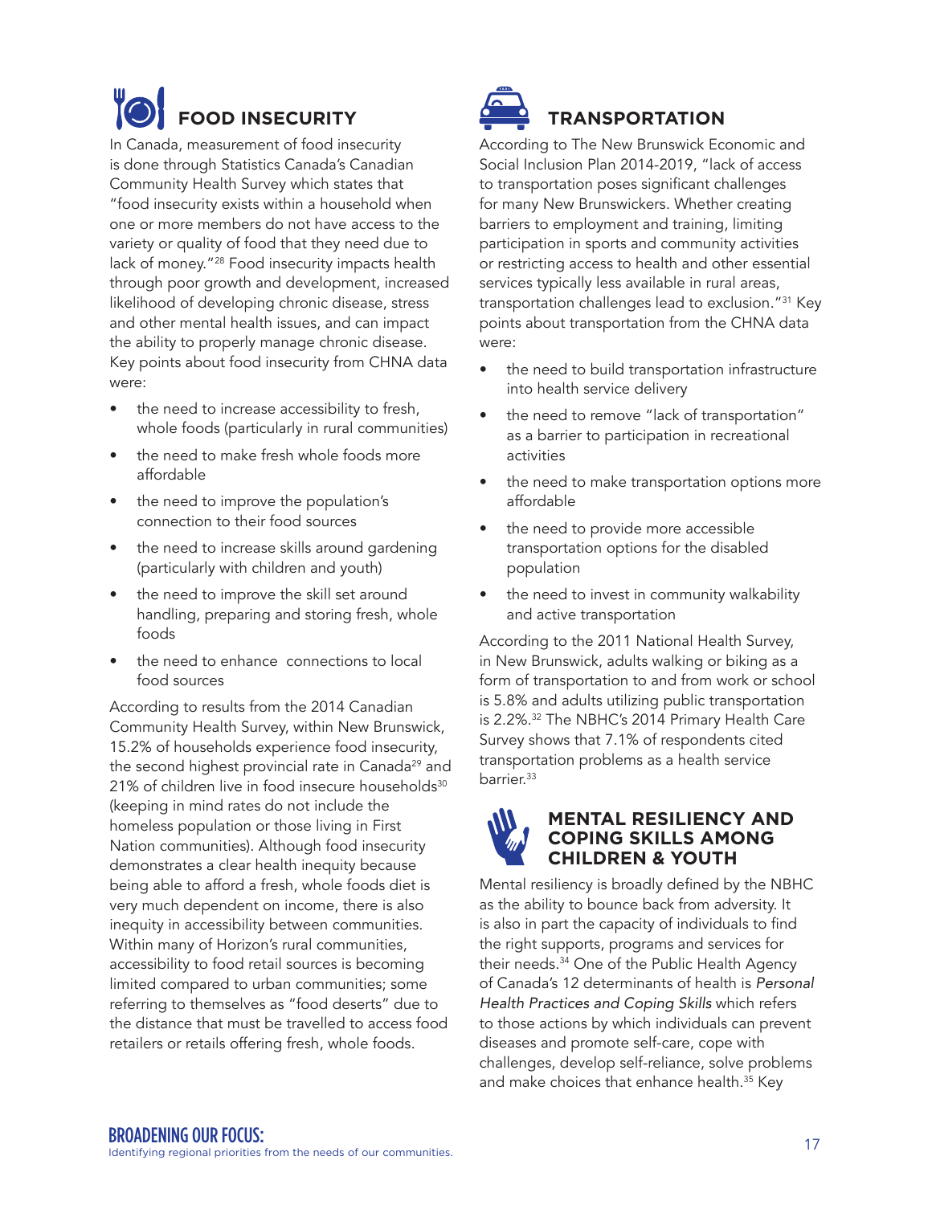## FOOD INSECURITY

In Canada, measurement of food insecurity is done through Statistics Canada's Canadian Community Health Survey which states that "food insecurity exists within a household when one or more members do not have access to the variety or quality of food that they need due to lack of money."[28] Food insecurity impacts health through poor growth and development, increased likelihood of developing chronic disease, stress and other mental health issues, and can impact the ability to properly manage chronic disease. Key points about food insecurity from CHNA data were:

- the need to increase accessibility to fresh, whole foods (particularly in rural communities)
- the need to make fresh whole foods more affordable
- the need to improve the population's connection to their food sources
- the need to increase skills around gardening (particularly with children and youth)
- the need to improve the skill set around handling, preparing and storing fresh, whole foods
- the need to enhance connections to local food sources

According to results from the 2014 Canadian Community Health Survey, within New Brunswick, 15.2% of households experience food insecurity, the second highest provincial rate in Canada[29] and 21% of children live in food insecure households[30] (keeping in mind rates do not include the homeless population or those living in First Nation communities). Although food insecurity demonstrates a clear health inequity because being able to afford a fresh, whole foods diet is very much dependent on income, there is also inequity in accessibility between communities. Within many of Horizon's rural communities, accessibility to food retail sources is becoming limited compared to urban communities; some referring to themselves as "food deserts" due to the distance that must be travelled to access food retailers or retails offering fresh, whole foods.

## TRANSPORTATION

According to The New Brunswick Economic and Social Inclusion Plan 2014-2019, "lack of access to transportation poses significant challenges for many New Brunswickers. Whether creating barriers to employment and training, limiting participation in sports and community activities or restricting access to health and other essential services typically less available in rural areas, transportation challenges lead to exclusion."[31] Key points about transportation from the CHNA data were:

- the need to build transportation infrastructure into health service delivery
- the need to remove "lack of transportation" as a barrier to participation in recreational activities
- the need to make transportation options more affordable
- the need to provide more accessible transportation options for the disabled population
- the need to invest in community walkability and active transportation

According to the 2011 National Health Survey, in New Brunswick, adults walking or biking as a form of transportation to and from work or school is 5.8% and adults utilizing public transportation is 2.2%.[32] The NBHC's 2014 Primary Health Care Survey shows that 7.1% of respondents cited transportation problems as a health service barrier.[33]

## MENTAL RESILIENCY AND COPING SKILLS AMONG CHILDREN & YOUTH

Mental resiliency is broadly defined by the NBHC as the ability to bounce back from adversity. It is also in part the capacity of individuals to find the right supports, programs and services for their needs.[34] One of the Public Health Agency of Canada's 12 determinants of health is *Personal Health Practices and Coping Skills* which refers to those actions by which individuals can prevent diseases and promote self-care, cope with challenges, develop self-reliance, solve problems and make choices that enhance health.[35] Key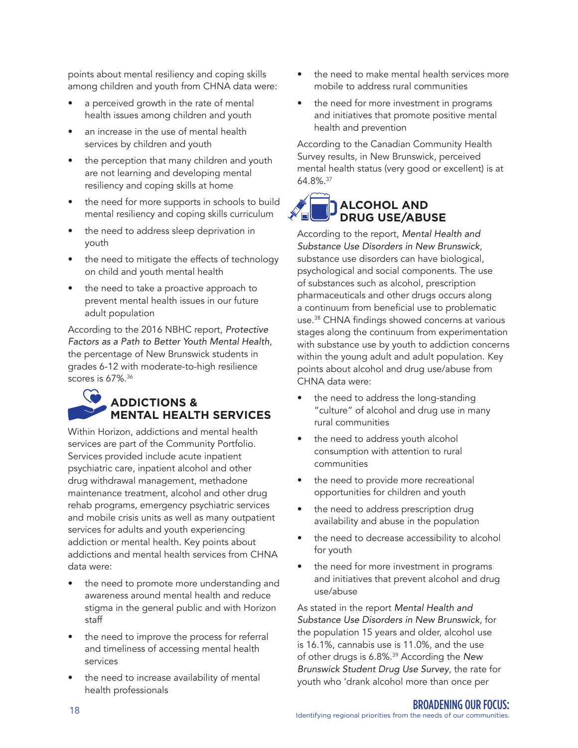points about mental resiliency and coping skills among children and youth from CHNA data were:

- a perceived growth in the rate of mental health issues among children and youth
- an increase in the use of mental health services by children and youth
- the perception that many children and youth are not learning and developing mental resiliency and coping skills at home
- the need for more supports in schools to build mental resiliency and coping skills curriculum
- the need to address sleep deprivation in youth
- the need to mitigate the effects of technology on child and youth mental health
- the need to take a proactive approach to prevent mental health issues in our future adult population

According to the 2016 NBHC report, *Protective Factors as a Path to Better Youth Mental Health*, the percentage of New Brunswick students in grades 6-12 with moderate-to-high resilience scores is 67%.[36]

## ADDICTIONS & MENTAL HEALTH SERVICES

Within Horizon, addictions and mental health services are part of the Community Portfolio. Services provided include acute inpatient psychiatric care, inpatient alcohol and other drug withdrawal management, methadone maintenance treatment, alcohol and other drug rehab programs, emergency psychiatric services and mobile crisis units as well as many outpatient services for adults and youth experiencing addiction or mental health. Key points about addictions and mental health services from CHNA data were:

- the need to promote more understanding and awareness around mental health and reduce stigma in the general public and with Horizon staff
- the need to improve the process for referral and timeliness of accessing mental health services
- the need to increase availability of mental health professionals
- the need to make mental health services more mobile to address rural communities
- the need for more investment in programs and initiatives that promote positive mental health and prevention

According to the Canadian Community Health Survey results, in New Brunswick, perceived mental health status (very good or excellent) is at 64.8%.[37]

## ALCOHOL AND DRUG USE/ABUSE

According to the report, *Mental Health and Substance Use Disorders in New Brunswick*, substance use disorders can have biological, psychological and social components. The use of substances such as alcohol, prescription pharmaceuticals and other drugs occurs along a continuum from beneficial use to problematic use.[38] CHNA findings showed concerns at various stages along the continuum from experimentation with substance use by youth to addiction concerns within the young adult and adult population. Key points about alcohol and drug use/abuse from CHNA data were:

- the need to address the long-standing "culture" of alcohol and drug use in many rural communities
- the need to address youth alcohol consumption with attention to rural communities
- the need to provide more recreational opportunities for children and youth
- the need to address prescription drug availability and abuse in the population
- the need to decrease accessibility to alcohol for youth
- the need for more investment in programs and initiatives that prevent alcohol and drug use/abuse

As stated in the report *Mental Health and Substance Use Disorders in New Brunswick*, for the population 15 years and older, alcohol use is 16.1%, cannabis use is 11.0%, and the use of other drugs is 6.8%.[39] According the *New Brunswick Student Drug Use Survey*, the rate for youth who 'drank alcohol more than once per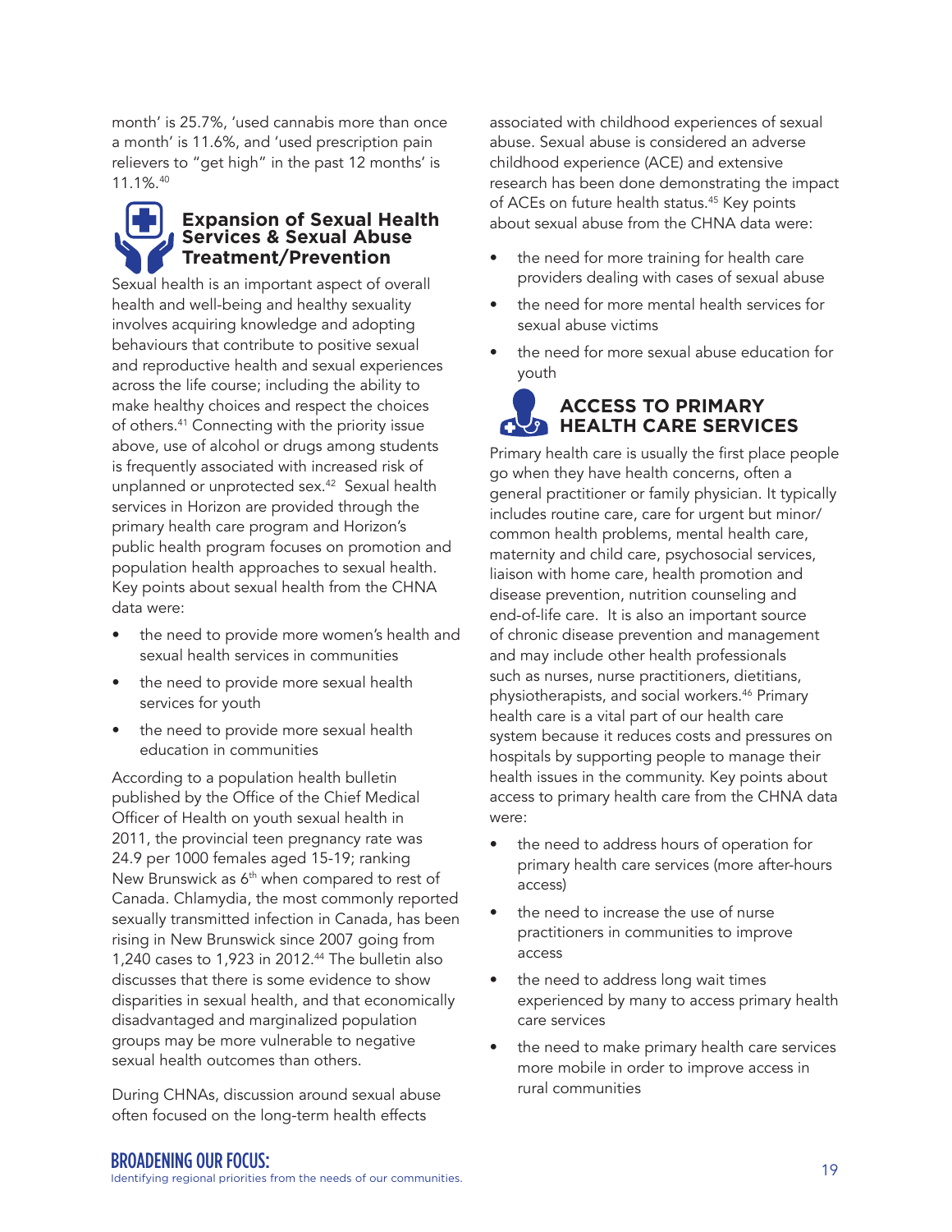month' is 25.7%, 'used cannabis more than once a month' is 11.6%, and 'used prescription pain relievers to "get high" in the past 12 months' is 11.1%.[40]

## Expansion of Sexual Health Services & Sexual Abuse Treatment/Prevention

Sexual health is an important aspect of overall health and well-being and healthy sexuality involves acquiring knowledge and adopting behaviours that contribute to positive sexual and reproductive health and sexual experiences across the life course; including the ability to make healthy choices and respect the choices of others.[41] Connecting with the priority issue above, use of alcohol or drugs among students is frequently associated with increased risk of unplanned or unprotected sex.[42] Sexual health services in Horizon are provided through the primary health care program and Horizon's public health program focuses on promotion and population health approaches to sexual health. Key points about sexual health from the CHNA data were:

- the need to provide more women's health and sexual health services in communities
- the need to provide more sexual health services for youth
- the need to provide more sexual health education in communities

According to a population health bulletin published by the Office of the Chief Medical Officer of Health on youth sexual health in 2011, the provincial teen pregnancy rate was 24.9 per 1000 females aged 15-19; ranking New Brunswick as 6th when compared to rest of Canada. Chlamydia, the most commonly reported sexually transmitted infection in Canada, has been rising in New Brunswick since 2007 going from 1,240 cases to 1,923 in 2012.[44] The bulletin also discusses that there is some evidence to show disparities in sexual health, and that economically disadvantaged and marginalized population groups may be more vulnerable to negative sexual health outcomes than others.

During CHNAs, discussion around sexual abuse often focused on the long-term health effects associated with childhood experiences of sexual abuse. Sexual abuse is considered an adverse childhood experience (ACE) and extensive research has been done demonstrating the impact of ACEs on future health status.[45] Key points about sexual abuse from the CHNA data were:

- the need for more training for health care providers dealing with cases of sexual abuse
- the need for more mental health services for sexual abuse victims
- the need for more sexual abuse education for youth

## ACCESS TO PRIMARY HEALTH CARE SERVICES

Primary health care is usually the first place people go when they have health concerns, often a general practitioner or family physician. It typically includes routine care, care for urgent but minor/common health problems, mental health care, maternity and child care, psychosocial services, liaison with home care, health promotion and disease prevention, nutrition counseling and end-of-life care. It is also an important source of chronic disease prevention and management and may include other health professionals such as nurses, nurse practitioners, dietitians, physiotherapists, and social workers.[46] Primary health care is a vital part of our health care system because it reduces costs and pressures on hospitals by supporting people to manage their health issues in the community. Key points about access to primary health care from the CHNA data were:

- the need to address hours of operation for primary health care services (more after-hours access)
- the need to increase the use of nurse practitioners in communities to improve access
- the need to address long wait times experienced by many to access primary health care services
- the need to make primary health care services more mobile in order to improve access in rural communities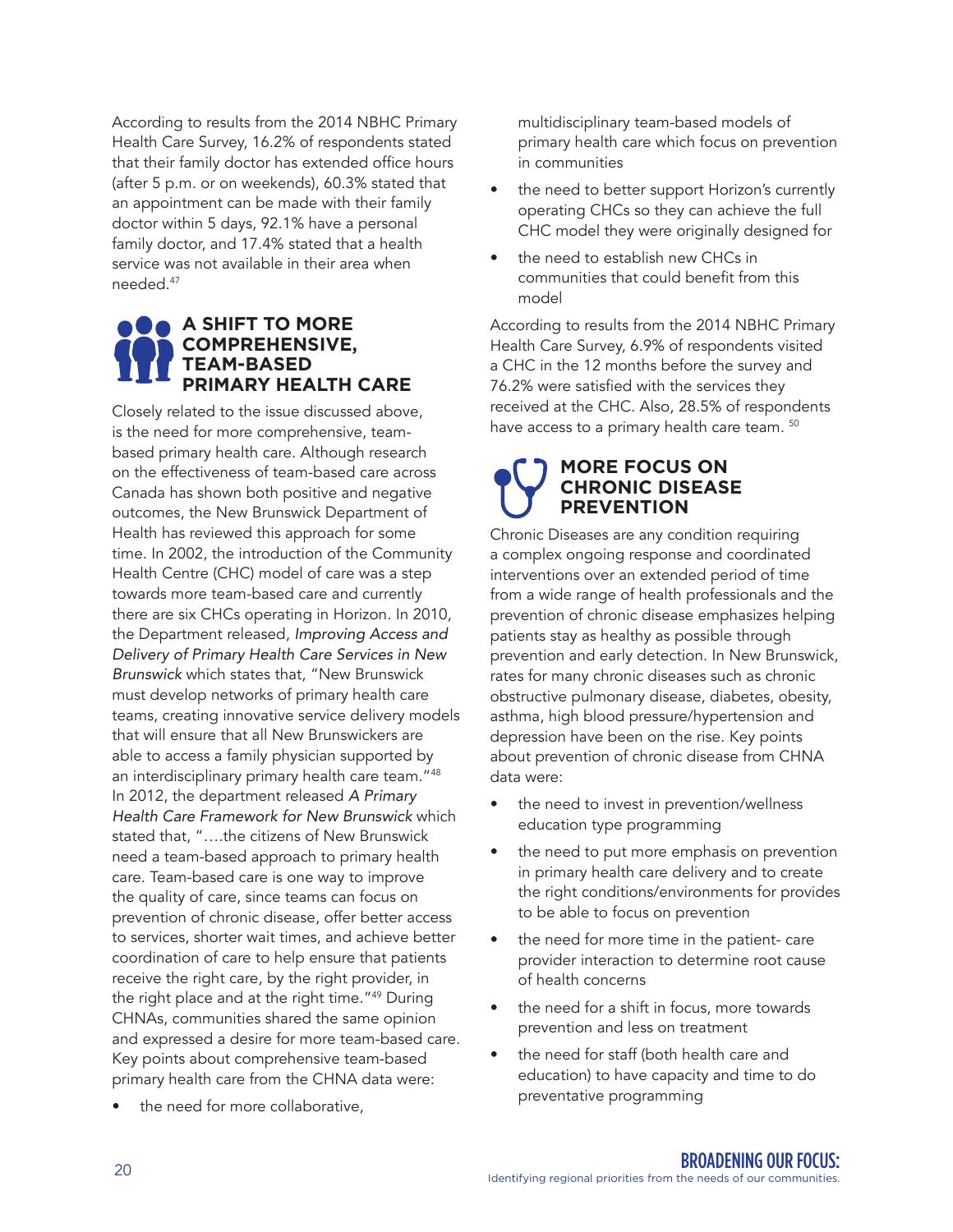According to results from the 2014 NBHC Primary Health Care Survey, 16.2% of respondents stated that their family doctor has extended office hours (after 5 p.m. or on weekends), 60.3% stated that an appointment can be made with their family doctor within 5 days, 92.1% have a personal family doctor, and 17.4% stated that a health service was not available in their area when needed.[47]

## A SHIFT TO MORE COMPREHENSIVE, TEAM-BASED PRIMARY HEALTH CARE

Closely related to the issue discussed above, is the need for more comprehensive, team-based primary health care. Although research on the effectiveness of team-based care across Canada has shown both positive and negative outcomes, the New Brunswick Department of Health has reviewed this approach for some time. In 2002, the introduction of the Community Health Centre (CHC) model of care was a step towards more team-based care and currently there are six CHCs operating in Horizon. In 2010, the Department released, *Improving Access and Delivery of Primary Health Care Services in New Brunswick* which states that, "New Brunswick must develop networks of primary health care teams, creating innovative service delivery models that will ensure that all New Brunswickers are able to access a family physician supported by an interdisciplinary primary health care team."[48] In 2012, the department released *A Primary Health Care Framework for New Brunswick* which stated that, "….the citizens of New Brunswick need a team-based approach to primary health care. Team-based care is one way to improve the quality of care, since teams can focus on prevention of chronic disease, offer better access to services, shorter wait times, and achieve better coordination of care to help ensure that patients receive the right care, by the right provider, in the right place and at the right time."[49] During CHNAs, communities shared the same opinion and expressed a desire for more team-based care. Key points about comprehensive team-based primary health care from the CHNA data were:

- the need for more collaborative, multidisciplinary team-based models of primary health care which focus on prevention in communities
- the need to better support Horizon's currently operating CHCs so they can achieve the full CHC model they were originally designed for
- the need to establish new CHCs in communities that could benefit from this model

According to results from the 2014 NBHC Primary Health Care Survey, 6.9% of respondents visited a CHC in the 12 months before the survey and 76.2% were satisfied with the services they received at the CHC. Also, 28.5% of respondents have access to a primary health care team. [50]

## MORE FOCUS ON CHRONIC DISEASE PREVENTION

Chronic Diseases are any condition requiring a complex ongoing response and coordinated interventions over an extended period of time from a wide range of health professionals and the prevention of chronic disease emphasizes helping patients stay as healthy as possible through prevention and early detection. In New Brunswick, rates for many chronic diseases such as chronic obstructive pulmonary disease, diabetes, obesity, asthma, high blood pressure/hypertension and depression have been on the rise. Key points about prevention of chronic disease from CHNA data were:

- the need to invest in prevention/wellness education type programming
- the need to put more emphasis on prevention in primary health care delivery and to create the right conditions/environments for provides to be able to focus on prevention
- the need for more time in the patient- care provider interaction to determine root cause of health concerns
- the need for a shift in focus, more towards prevention and less on treatment
- the need for staff (both health care and education) to have capacity and time to do preventative programming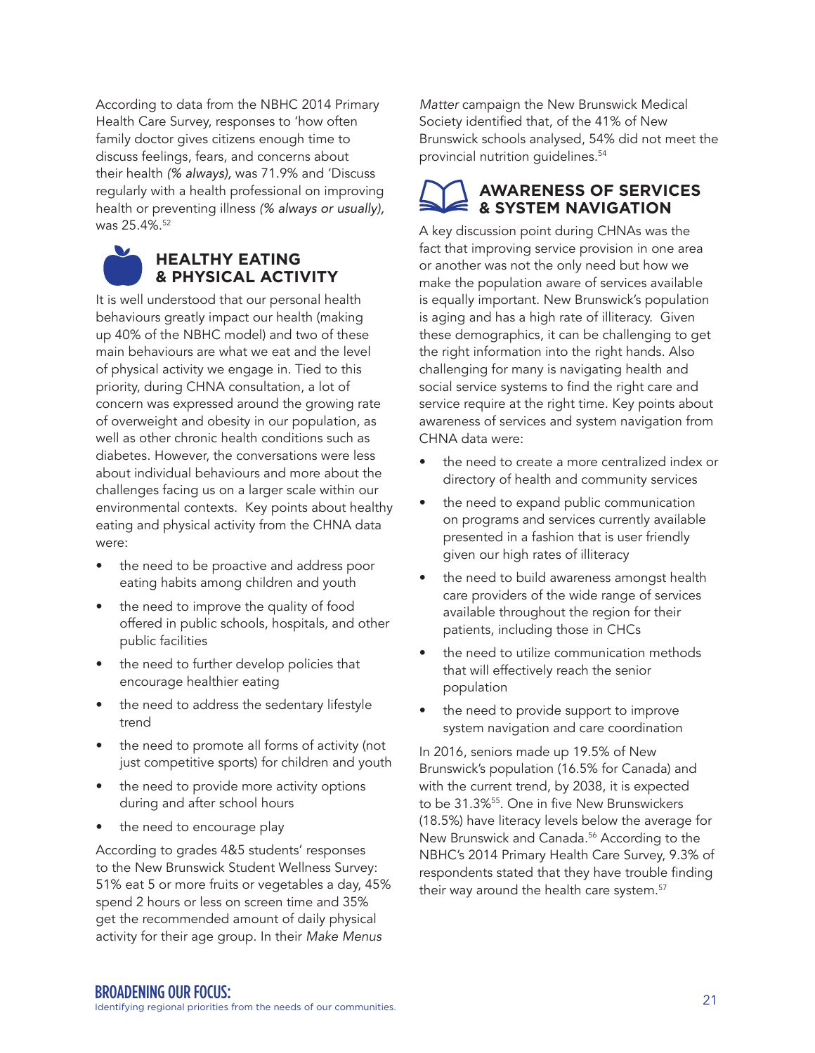According to data from the NBHC 2014 Primary Health Care Survey, responses to 'how often family doctor gives citizens enough time to discuss feelings, fears, and concerns about their health *(% always)*, was 71.9% and 'Discuss regularly with a health professional on improving health or preventing illness *(% always or usually)*, was 25.4%.[52]

## HEALTHY EATING & PHYSICAL ACTIVITY

It is well understood that our personal health behaviours greatly impact our health (making up 40% of the NBHC model) and two of these main behaviours are what we eat and the level of physical activity we engage in. Tied to this priority, during CHNA consultation, a lot of concern was expressed around the growing rate of overweight and obesity in our population, as well as other chronic health conditions such as diabetes. However, the conversations were less about individual behaviours and more about the challenges facing us on a larger scale within our environmental contexts. Key points about healthy eating and physical activity from the CHNA data were:

- the need to be proactive and address poor eating habits among children and youth
- the need to improve the quality of food offered in public schools, hospitals, and other public facilities
- the need to further develop policies that encourage healthier eating
- the need to address the sedentary lifestyle trend
- the need to promote all forms of activity (not just competitive sports) for children and youth
- the need to provide more activity options during and after school hours
- the need to encourage play

According to grades 4&5 students' responses to the New Brunswick Student Wellness Survey: 51% eat 5 or more fruits or vegetables a day, 45% spend 2 hours or less on screen time and 35% get the recommended amount of daily physical activity for their age group. In their *Make Menus Matter* campaign the New Brunswick Medical Society identified that, of the 41% of New Brunswick schools analysed, 54% did not meet the provincial nutrition guidelines.[54]

## AWARENESS OF SERVICES & SYSTEM NAVIGATION

A key discussion point during CHNAs was the fact that improving service provision in one area or another was not the only need but how we make the population aware of services available is equally important. New Brunswick's population is aging and has a high rate of illiteracy. Given these demographics, it can be challenging to get the right information into the right hands. Also challenging for many is navigating health and social service systems to find the right care and service require at the right time. Key points about awareness of services and system navigation from CHNA data were:

- the need to create a more centralized index or directory of health and community services
- the need to expand public communication on programs and services currently available presented in a fashion that is user friendly given our high rates of illiteracy
- the need to build awareness amongst health care providers of the wide range of services available throughout the region for their patients, including those in CHCs
- the need to utilize communication methods that will effectively reach the senior population
- the need to provide support to improve system navigation and care coordination

In 2016, seniors made up 19.5% of New Brunswick's population (16.5% for Canada) and with the current trend, by 2038, it is expected to be 31.3%[55]. One in five New Brunswickers (18.5%) have literacy levels below the average for New Brunswick and Canada.[56] According to the NBHC's 2014 Primary Health Care Survey, 9.3% of respondents stated that they have trouble finding their way around the health care system.[57]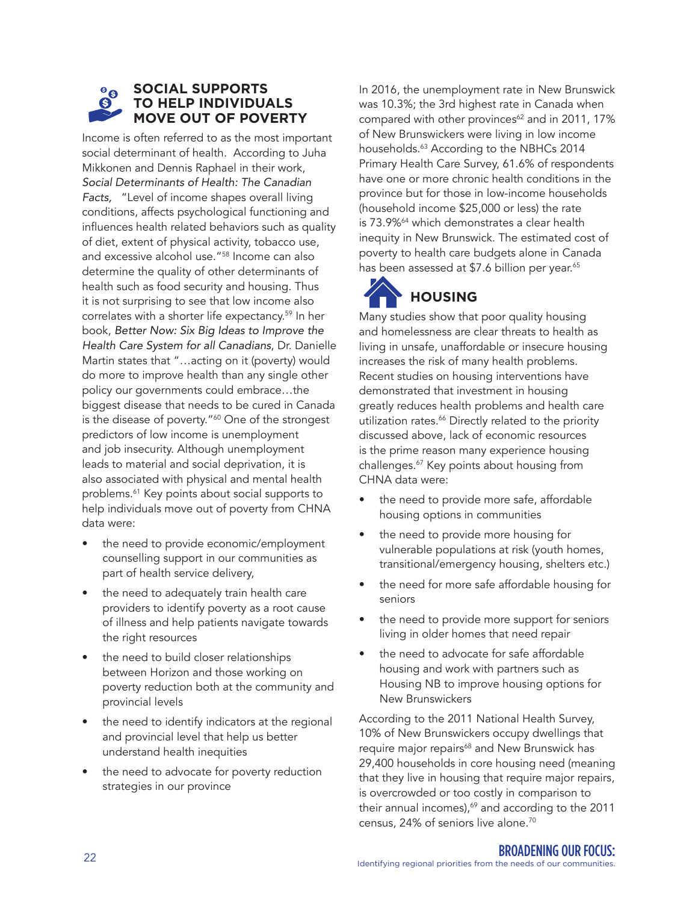## SOCIAL SUPPORTS TO HELP INDIVIDUALS MOVE OUT OF POVERTY

Income is often referred to as the most important social determinant of health. According to Juha Mikkonen and Dennis Raphael in their work, *Social Determinants of Health: The Canadian Facts*, "Level of income shapes overall living conditions, affects psychological functioning and influences health related behaviors such as quality of diet, extent of physical activity, tobacco use, and excessive alcohol use."[58] Income can also determine the quality of other determinants of health such as food security and housing. Thus it is not surprising to see that low income also correlates with a shorter life expectancy.[59] In her book, *Better Now: Six Big Ideas to Improve the Health Care System for all Canadians*, Dr. Danielle Martin states that "…acting on it (poverty) would do more to improve health than any single other policy our governments could embrace…the biggest disease that needs to be cured in Canada is the disease of poverty."[60] One of the strongest predictors of low income is unemployment and job insecurity. Although unemployment leads to material and social deprivation, it is also associated with physical and mental health problems.[61] Key points about social supports to help individuals move out of poverty from CHNA data were:

- the need to provide economic/employment counselling support in our communities as part of health service delivery,
- the need to adequately train health care providers to identify poverty as a root cause of illness and help patients navigate towards the right resources
- the need to build closer relationships between Horizon and those working on poverty reduction both at the community and provincial levels
- the need to identify indicators at the regional and provincial level that help us better understand health inequities
- the need to advocate for poverty reduction strategies in our province

In 2016, the unemployment rate in New Brunswick was 10.3%; the 3rd highest rate in Canada when compared with other provinces[62] and in 2011, 17% of New Brunswickers were living in low income households.[63] According to the NBHCs 2014 Primary Health Care Survey, 61.6% of respondents have one or more chronic health conditions in the province but for those in low-income households (household income $25,000 or less) the rate is 73.9%[64] which demonstrates a clear health inequity in New Brunswick. The estimated cost of poverty to health care budgets alone in Canada has been assessed at $7.6 billion per year.[65]

## HOUSING

Many studies show that poor quality housing and homelessness are clear threats to health as living in unsafe, unaffordable or insecure housing increases the risk of many health problems. Recent studies on housing interventions have demonstrated that investment in housing greatly reduces health problems and health care utilization rates.[66] Directly related to the priority discussed above, lack of economic resources is the prime reason many experience housing challenges.[67] Key points about housing from CHNA data were:

- the need to provide more safe, affordable housing options in communities
- the need to provide more housing for vulnerable populations at risk (youth homes, transitional/emergency housing, shelters etc.)
- the need for more safe affordable housing for seniors
- the need to provide more support for seniors living in older homes that need repair
- the need to advocate for safe affordable housing and work with partners such as Housing NB to improve housing options for New Brunswickers

According to the 2011 National Health Survey, 10% of New Brunswickers occupy dwellings that require major repairs[68] and New Brunswick has 29,400 households in core housing need (meaning that they live in housing that require major repairs, is overcrowded or too costly in comparison to their annual incomes),[69] and according to the 2011 census, 24% of seniors live alone.[70]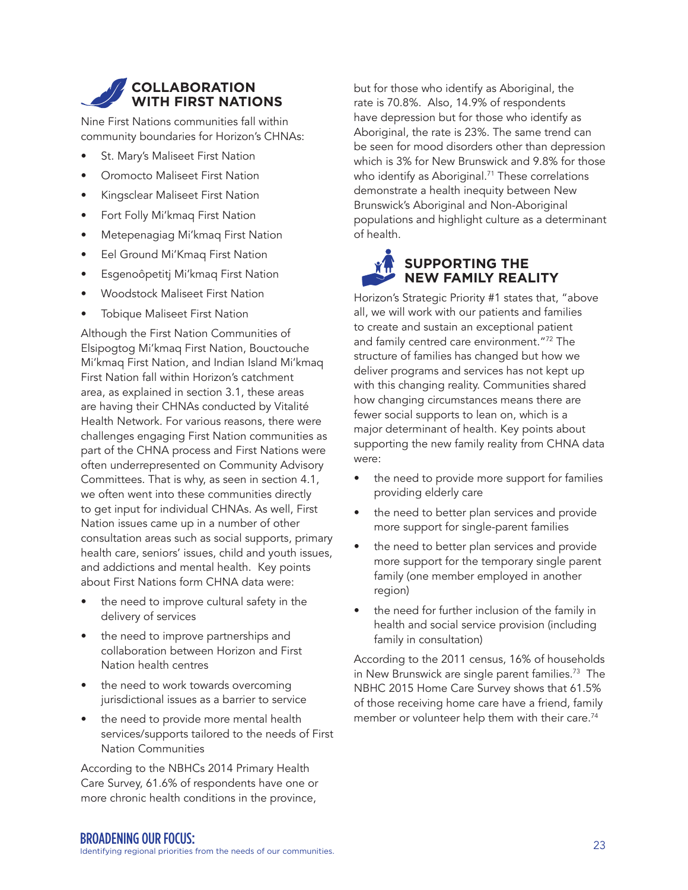## COLLABORATION WITH FIRST NATIONS

Nine First Nations communities fall within community boundaries for Horizon's CHNAs:

- St. Mary's Maliseet First Nation
- Oromocto Maliseet First Nation
- Kingsclear Maliseet First Nation
- Fort Folly Mi'kmaq First Nation
- Metepenagiag Mi'kmaq First Nation
- Eel Ground Mi'Kmaq First Nation
- Esgenoôpetitj Mi'kmaq First Nation
- Woodstock Maliseet First Nation
- Tobique Maliseet First Nation

Although the First Nation Communities of Elsipogtog Mi'kmaq First Nation, Bouctouche Mi'kmaq First Nation, and Indian Island Mi'kmaq First Nation fall within Horizon's catchment area, as explained in section 3.1, these areas are having their CHNAs conducted by Vitalité Health Network. For various reasons, there were challenges engaging First Nation communities as part of the CHNA process and First Nations were often underrepresented on Community Advisory Committees. That is why, as seen in section 4.1, we often went into these communities directly to get input for individual CHNAs. As well, First Nation issues came up in a number of other consultation areas such as social supports, primary health care, seniors' issues, child and youth issues, and addictions and mental health. Key points about First Nations form CHNA data were:

- the need to improve cultural safety in the delivery of services
- the need to improve partnerships and collaboration between Horizon and First Nation health centres
- the need to work towards overcoming jurisdictional issues as a barrier to service
- the need to provide more mental health services/supports tailored to the needs of First Nation Communities

According to the NBHCs 2014 Primary Health Care Survey, 61.6% of respondents have one or more chronic health conditions in the province, but for those who identify as Aboriginal, the rate is 70.8%. Also, 14.9% of respondents have depression but for those who identify as Aboriginal, the rate is 23%. The same trend can be seen for mood disorders other than depression which is 3% for New Brunswick and 9.8% for those who identify as Aboriginal.[71] These correlations demonstrate a health inequity between New Brunswick's Aboriginal and Non-Aboriginal populations and highlight culture as a determinant of health.

## SUPPORTING THE NEW FAMILY REALITY

Horizon's Strategic Priority #1 states that, "above all, we will work with our patients and families to create and sustain an exceptional patient and family centred care environment."[72] The structure of families has changed but how we deliver programs and services has not kept up with this changing reality. Communities shared how changing circumstances means there are fewer social supports to lean on, which is a major determinant of health. Key points about supporting the new family reality from CHNA data were:

- the need to provide more support for families providing elderly care
- the need to better plan services and provide more support for single-parent families
- the need to better plan services and provide more support for the temporary single parent family (one member employed in another region)
- the need for further inclusion of the family in health and social service provision (including family in consultation)

According to the 2011 census, 16% of households in New Brunswick are single parent families.[73] The NBHC 2015 Home Care Survey shows that 61.5% of those receiving home care have a friend, family member or volunteer help them with their care.[74]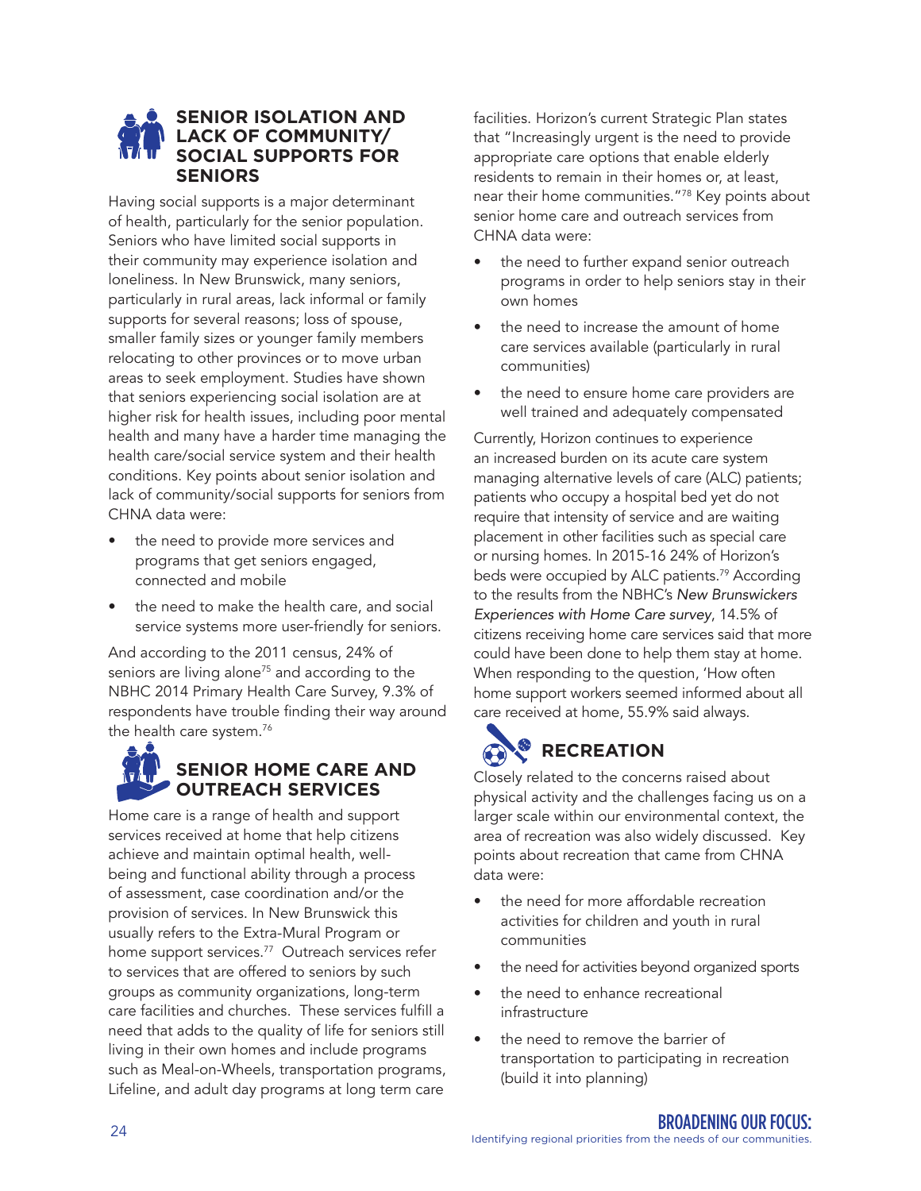## SENIOR ISOLATION AND LACK OF COMMUNITY/ SOCIAL SUPPORTS FOR SENIORS

Having social supports is a major determinant of health, particularly for the senior population. Seniors who have limited social supports in their community may experience isolation and loneliness. In New Brunswick, many seniors, particularly in rural areas, lack informal or family supports for several reasons; loss of spouse, smaller family sizes or younger family members relocating to other provinces or to move urban areas to seek employment. Studies have shown that seniors experiencing social isolation are at higher risk for health issues, including poor mental health and many have a harder time managing the health care/social service system and their health conditions. Key points about senior isolation and lack of community/social supports for seniors from CHNA data were:

- the need to provide more services and programs that get seniors engaged, connected and mobile
- the need to make the health care, and social service systems more user-friendly for seniors.

And according to the 2011 census, 24% of seniors are living alone[75] and according to the NBHC 2014 Primary Health Care Survey, 9.3% of respondents have trouble finding their way around the health care system.[76]

## SENIOR HOME CARE AND OUTREACH SERVICES

Home care is a range of health and support services received at home that help citizens achieve and maintain optimal health, well-being and functional ability through a process of assessment, case coordination and/or the provision of services. In New Brunswick this usually refers to the Extra-Mural Program or home support services.[77] Outreach services refer to services that are offered to seniors by such groups as community organizations, long-term care facilities and churches. These services fulfill a need that adds to the quality of life for seniors still living in their own homes and include programs such as Meal-on-Wheels, transportation programs, Lifeline, and adult day programs at long term care facilities. Horizon's current Strategic Plan states that "Increasingly urgent is the need to provide appropriate care options that enable elderly residents to remain in their homes or, at least, near their home communities."[78] Key points about senior home care and outreach services from CHNA data were:

- the need to further expand senior outreach programs in order to help seniors stay in their own homes
- the need to increase the amount of home care services available (particularly in rural communities)
- the need to ensure home care providers are well trained and adequately compensated

Currently, Horizon continues to experience an increased burden on its acute care system managing alternative levels of care (ALC) patients; patients who occupy a hospital bed yet do not require that intensity of service and are waiting placement in other facilities such as special care or nursing homes. In 2015-16 24% of Horizon's beds were occupied by ALC patients.[79] According to the results from the NBHC's *New Brunswickers Experiences with Home Care survey*, 14.5% of citizens receiving home care services said that more could have been done to help them stay at home. When responding to the question, 'How often home support workers seemed informed about all care received at home, 55.9% said always.

## RECREATION

Closely related to the concerns raised about physical activity and the challenges facing us on a larger scale within our environmental context, the area of recreation was also widely discussed. Key points about recreation that came from CHNA data were:

- the need for more affordable recreation activities for children and youth in rural communities
- the need for activities beyond organized sports
- the need to enhance recreational infrastructure
- the need to remove the barrier of transportation to participating in recreation (build it into planning)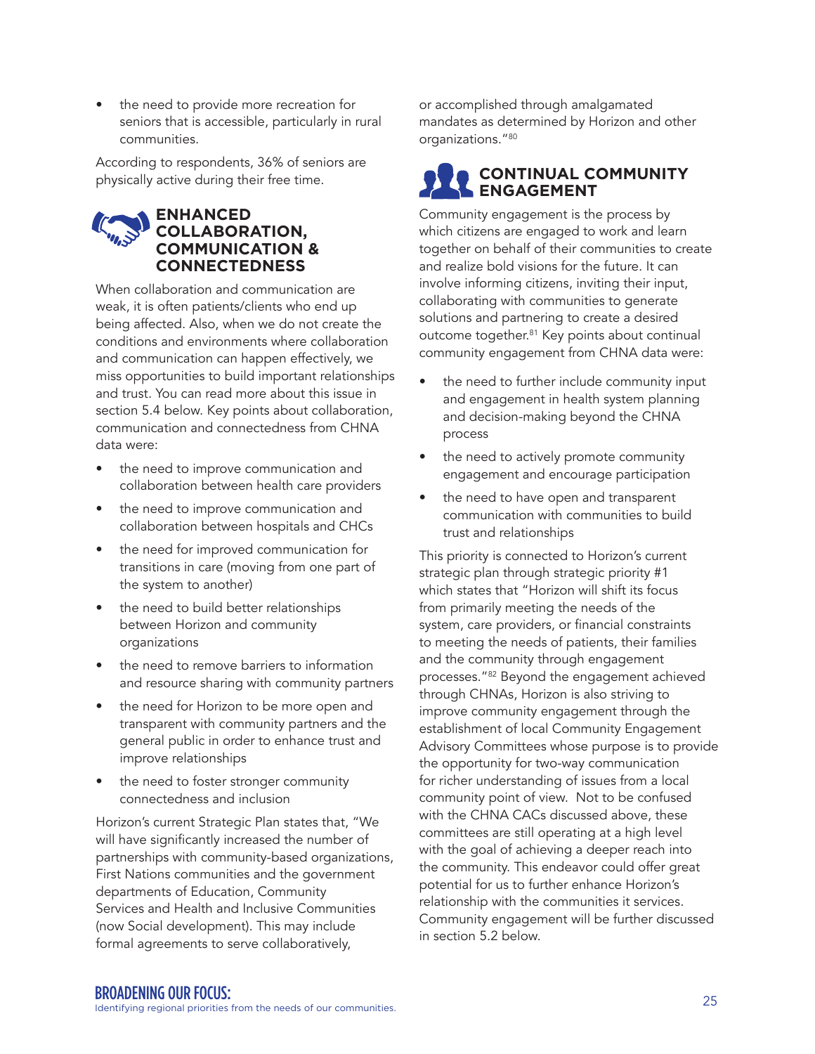- the need to provide more recreation for seniors that is accessible, particularly in rural communities.

According to respondents, 36% of seniors are physically active during their free time.

## ENHANCED COLLABORATION, COMMUNICATION & CONNECTEDNESS

When collaboration and communication are weak, it is often patients/clients who end up being affected. Also, when we do not create the conditions and environments where collaboration and communication can happen effectively, we miss opportunities to build important relationships and trust. You can read more about this issue in section 5.4 below. Key points about collaboration, communication and connectedness from CHNA data were:

- the need to improve communication and collaboration between health care providers
- the need to improve communication and collaboration between hospitals and CHCs
- the need for improved communication for transitions in care (moving from one part of the system to another)
- the need to build better relationships between Horizon and community organizations
- the need to remove barriers to information and resource sharing with community partners
- the need for Horizon to be more open and transparent with community partners and the general public in order to enhance trust and improve relationships
- the need to foster stronger community connectedness and inclusion

Horizon's current Strategic Plan states that, "We will have significantly increased the number of partnerships with community-based organizations, First Nations communities and the government departments of Education, Community Services and Health and Inclusive Communities (now Social development). This may include formal agreements to serve collaboratively, or accomplished through amalgamated mandates as determined by Horizon and other organizations."[80]

## CONTINUAL COMMUNITY ENGAGEMENT

Community engagement is the process by which citizens are engaged to work and learn together on behalf of their communities to create and realize bold visions for the future. It can involve informing citizens, inviting their input, collaborating with communities to generate solutions and partnering to create a desired outcome together.[81] Key points about continual community engagement from CHNA data were:

- the need to further include community input and engagement in health system planning and decision-making beyond the CHNA process
- the need to actively promote community engagement and encourage participation
- the need to have open and transparent communication with communities to build trust and relationships

This priority is connected to Horizon's current strategic plan through strategic priority #1 which states that "Horizon will shift its focus from primarily meeting the needs of the system, care providers, or financial constraints to meeting the needs of patients, their families and the community through engagement processes."[82] Beyond the engagement achieved through CHNAs, Horizon is also striving to improve community engagement through the establishment of local Community Engagement Advisory Committees whose purpose is to provide the opportunity for two-way communication for richer understanding of issues from a local community point of view. Not to be confused with the CHNA CACs discussed above, these committees are still operating at a high level with the goal of achieving a deeper reach into the community. This endeavor could offer great potential for us to further enhance Horizon's relationship with the communities it services. Community engagement will be further discussed in section 5.2 below.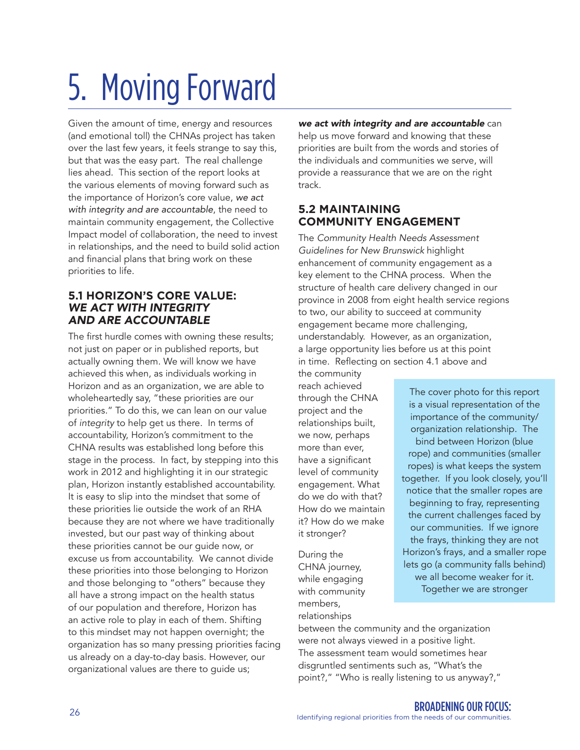# 5. Moving Forward

Given the amount of time, energy and resources (and emotional toll) the CHNAs project has taken over the last few years, it feels strange to say this, but that was the easy part. The real challenge lies ahead. This section of the report looks at the various elements of moving forward such as the importance of Horizon's core value, *we act with integrity and are accountable*, the need to maintain community engagement, the Collective Impact model of collaboration, the need to invest in relationships, and the need to build solid action and financial plans that bring work on these priorities to life.

### 5.1 HORIZON'S CORE VALUE: *WE ACT WITH INTEGRITY AND ARE ACCOUNTABLE*

The first hurdle comes with owning these results; not just on paper or in published reports, but actually owning them. We will know we have achieved this when, as individuals working in Horizon and as an organization, we are able to wholeheartedly say, "these priorities are our priorities." To do this, we can lean on our value of *integrity* to help get us there. In terms of accountability, Horizon's commitment to the CHNA results was established long before this stage in the process. In fact, by stepping into this work in 2012 and highlighting it in our strategic plan, Horizon instantly established accountability. It is easy to slip into the mindset that some of these priorities lie outside the work of an RHA because they are not where we have traditionally invested, but our past way of thinking about these priorities cannot be our guide now, or excuse us from accountability. We cannot divide these priorities into those belonging to Horizon and those belonging to "others" because they all have a strong impact on the health status of our population and therefore, Horizon has an active role to play in each of them. Shifting to this mindset may not happen overnight; the organization has so many pressing priorities facing us already on a day-to-day basis. However, our organizational values are there to guide us; ***we act with integrity and are accountable*** can help us move forward and knowing that these priorities are built from the words and stories of the individuals and communities we serve, will provide a reassurance that we are on the right track.

### 5.2 MAINTAINING COMMUNITY ENGAGEMENT

The *Community Health Needs Assessment Guidelines for New Brunswick* highlight enhancement of community engagement as a key element to the CHNA process. When the structure of health care delivery changed in our province in 2008 from eight health service regions to two, our ability to succeed at community engagement became more challenging, understandably. However, as an organization, a large opportunity lies before us at this point in time. Reflecting on section 4.1 above and the community reach achieved through the CHNA project and the relationships built, we now, perhaps more than ever, have a significant level of community engagement. What do we do with that? How do we maintain it? How do we make it stronger?

During the CHNA journey, while engaging with community members, relationships between the community and the organization were not always viewed in a positive light. The assessment team would sometimes hear disgruntled sentiments such as, "What's the point?," "Who is really listening to us anyway?,"

> The cover photo for this report is a visual representation of the importance of the community/organization relationship. The bind between Horizon (blue rope) and communities (smaller ropes) is what keeps the system together. If you look closely, you'll notice that the smaller ropes are beginning to fray, representing the current challenges faced by our communities. If we ignore the frays, thinking they are not Horizon's frays, and a smaller rope lets go (a community falls behind) we all become weaker for it. Together we are stronger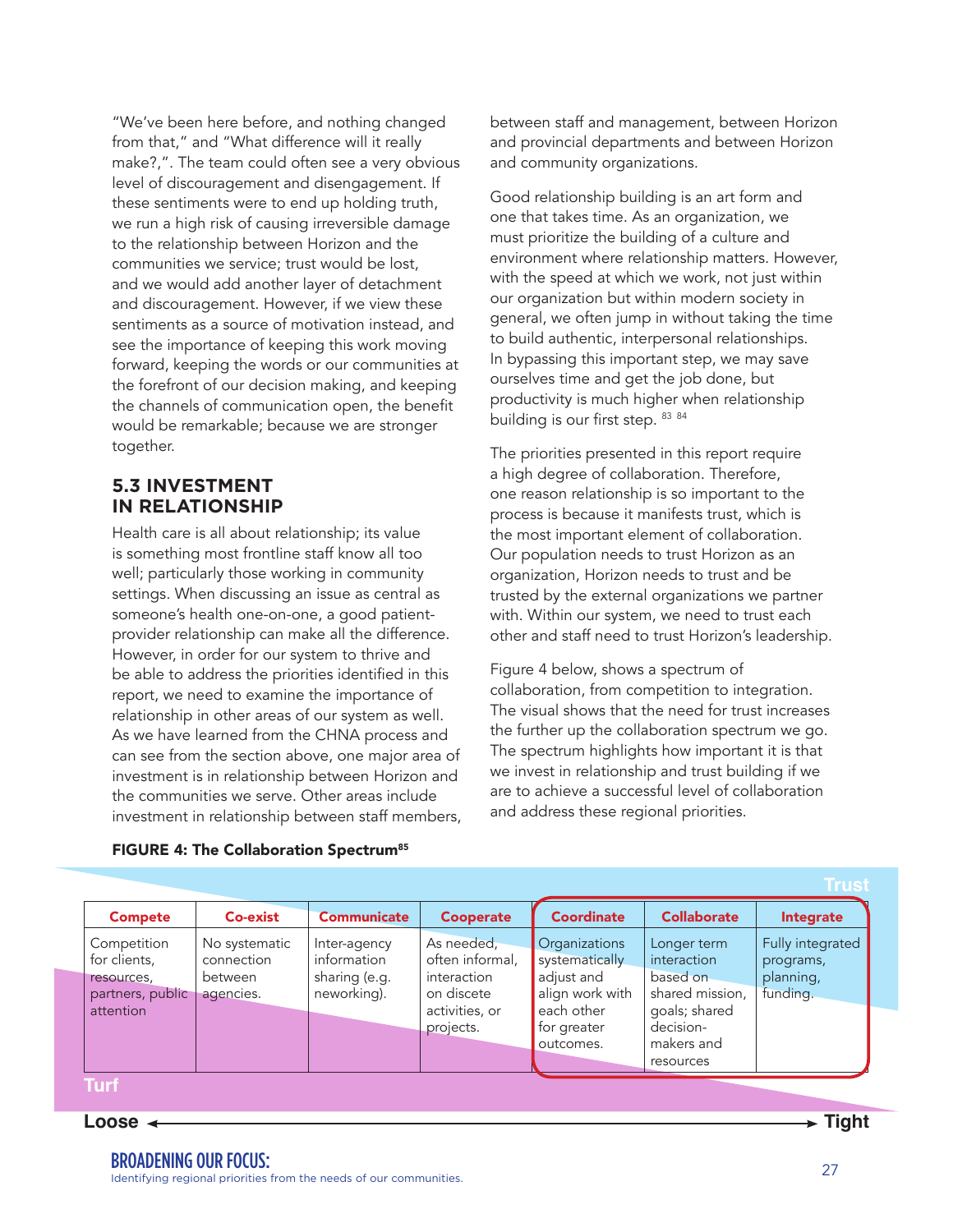"We've been here before, and nothing changed from that," and "What difference will it really make?,". The team could often see a very obvious level of discouragement and disengagement. If these sentiments were to end up holding truth, we run a high risk of causing irreversible damage to the relationship between Horizon and the communities we service; trust would be lost, and we would add another layer of detachment and discouragement. However, if we view these sentiments as a source of motivation instead, and see the importance of keeping this work moving forward, keeping the words or our communities at the forefront of our decision making, and keeping the channels of communication open, the benefit would be remarkable; because we are stronger together.

## 5.3 INVESTMENT IN RELATIONSHIP

Health care is all about relationship; its value is something most frontline staff know all too well; particularly those working in community settings. When discussing an issue as central as someone's health one-on-one, a good patient-provider relationship can make all the difference. However, in order for our system to thrive and be able to address the priorities identified in this report, we need to examine the importance of relationship in other areas of our system as well. As we have learned from the CHNA process and can see from the section above, one major area of investment is in relationship between Horizon and the communities we serve. Other areas include investment in relationship between staff members, between staff and management, between Horizon and provincial departments and between Horizon and community organizations.

Good relationship building is an art form and one that takes time. As an organization, we must prioritize the building of a culture and environment where relationship matters. However, with the speed at which we work, not just within our organization but within modern society in general, we often jump in without taking the time to build authentic, interpersonal relationships. In bypassing this important step, we may save ourselves time and get the job done, but productivity is much higher when relationship building is our first step. [83 84]

The priorities presented in this report require a high degree of collaboration. Therefore, one reason relationship is so important to the process is because it manifests trust, which is the most important element of collaboration. Our population needs to trust Horizon as an organization, Horizon needs to trust and be trusted by the external organizations we partner with. Within our system, we need to trust each other and staff need to trust Horizon's leadership.

Figure 4 below, shows a spectrum of collaboration, from competition to integration. The visual shows that the need for trust increases the further up the collaboration spectrum we go. The spectrum highlights how important it is that we invest in relationship and trust building if we are to achieve a successful level of collaboration and address these regional priorities.

**FIGURE 4: The Collaboration Spectrum[85]**

Trust

| Compete | Co-exist | Communicate | Cooperate | Coordinate | Collaborate | Integrate |
|---|---|---|---|---|---|---|
| Competition for clients, resources, partners, public attention | No systematic connection between agencies. | Inter-agency information sharing (e.g. neworking). | As needed, often informal, interaction on discrete activities, or projects. | Organizations systematically adjust and align work with each other for greater outcomes. | Longer term interaction based on shared mission, goals; shared decision-makers and resources | Fully integrated programs, planning, funding. |

Turf

Loose ← → Tight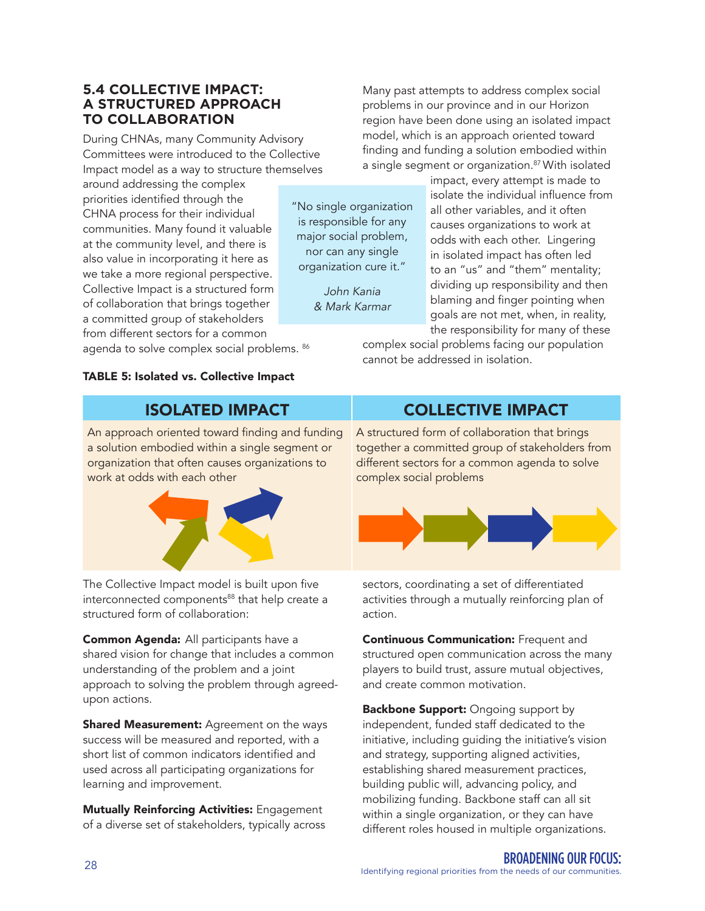## 5.4 COLLECTIVE IMPACT: A STRUCTURED APPROACH TO COLLABORATION

During CHNAs, many Community Advisory Committees were introduced to the Collective Impact model as a way to structure themselves around addressing the complex priorities identified through the CHNA process for their individual communities. Many found it valuable at the community level, and there is also value in incorporating it here as we take a more regional perspective. Collective Impact is a structured form of collaboration that brings together a committed group of stakeholders from different sectors for a common agenda to solve complex social problems. [86]

> "No single organization is responsible for any major social problem, nor can any single organization cure it."
>
> *John Kania & Mark Karmar*

Many past attempts to address complex social problems in our province and in our Horizon region have been done using an isolated impact model, which is an approach oriented toward finding and funding a solution embodied within a single segment or organization.[87] With isolated impact, every attempt is made to isolate the individual influence from all other variables, and it often causes organizations to work at odds with each other. Lingering in isolated impact has often led to an "us" and "them" mentality; dividing up responsibility and then blaming and finger pointing when goals are not met, when, in reality, the responsibility for many of these complex social problems facing our population cannot be addressed in isolation.

**TABLE 5: Isolated vs. Collective Impact**

| ISOLATED IMPACT | COLLECTIVE IMPACT |
|---|---|
| An approach oriented toward finding and funding a solution embodied within a single segment or organization that often causes organizations to work at odds with each other | A structured form of collaboration that brings together a committed group of stakeholders from different sectors for a common agenda to solve complex social problems |

The Collective Impact model is built upon five interconnected components[88] that help create a structured form of collaboration:

**Common Agenda:** All participants have a shared vision for change that includes a common understanding of the problem and a joint approach to solving the problem through agreed-upon actions.

**Shared Measurement:** Agreement on the ways success will be measured and reported, with a short list of common indicators identified and used across all participating organizations for learning and improvement.

**Mutually Reinforcing Activities:** Engagement of a diverse set of stakeholders, typically across sectors, coordinating a set of differentiated activities through a mutually reinforcing plan of action.

**Continuous Communication:** Frequent and structured open communication across the many players to build trust, assure mutual objectives, and create common motivation.

**Backbone Support:** Ongoing support by independent, funded staff dedicated to the initiative, including guiding the initiative's vision and strategy, supporting aligned activities, establishing shared measurement practices, building public will, advancing policy, and mobilizing funding. Backbone staff can all sit within a single organization, or they can have different roles housed in multiple organizations.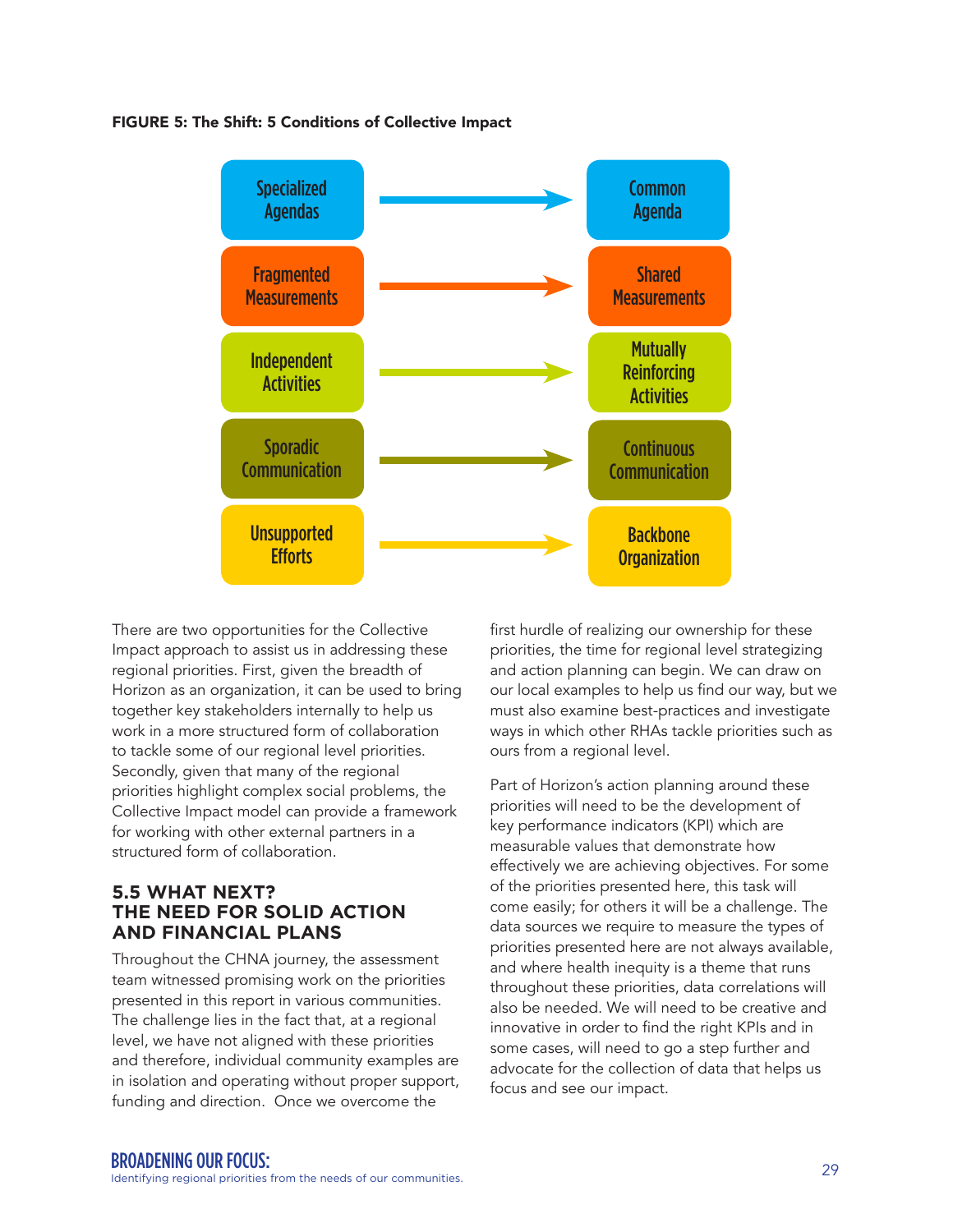**FIGURE 5: The Shift: 5 Conditions of Collective Impact**

| From | | To |
|---|---|---|
| Specialized Agendas | → | Common Agenda |
| Fragmented Measurements | → | Shared Measurements |
| Independent Activities | → | Mutually Reinforcing Activities |
| Sporadic Communication | → | Continuous Communication |
| Unsupported Efforts | → | Backbone Organization |

There are two opportunities for the Collective Impact approach to assist us in addressing these regional priorities. First, given the breadth of Horizon as an organization, it can be used to bring together key stakeholders internally to help us work in a more structured form of collaboration to tackle some of our regional level priorities. Secondly, given that many of the regional priorities highlight complex social problems, the Collective Impact model can provide a framework for working with other external partners in a structured form of collaboration.

### 5.5 WHAT NEXT? THE NEED FOR SOLID ACTION AND FINANCIAL PLANS

Throughout the CHNA journey, the assessment team witnessed promising work on the priorities presented in this report in various communities. The challenge lies in the fact that, at a regional level, we have not aligned with these priorities and therefore, individual community examples are in isolation and operating without proper support, funding and direction. Once we overcome the first hurdle of realizing our ownership for these priorities, the time for regional level strategizing and action planning can begin. We can draw on our local examples to help us find our way, but we must also examine best-practices and investigate ways in which other RHAs tackle priorities such as ours from a regional level.

Part of Horizon's action planning around these priorities will need to be the development of key performance indicators (KPI) which are measurable values that demonstrate how effectively we are achieving objectives. For some of the priorities presented here, this task will come easily; for others it will be a challenge. The data sources we require to measure the types of priorities presented here are not always available, and where health inequity is a theme that runs throughout these priorities, data correlations will also be needed. We will need to be creative and innovative in order to find the right KPIs and in some cases, will need to go a step further and advocate for the collection of data that helps us focus and see our impact.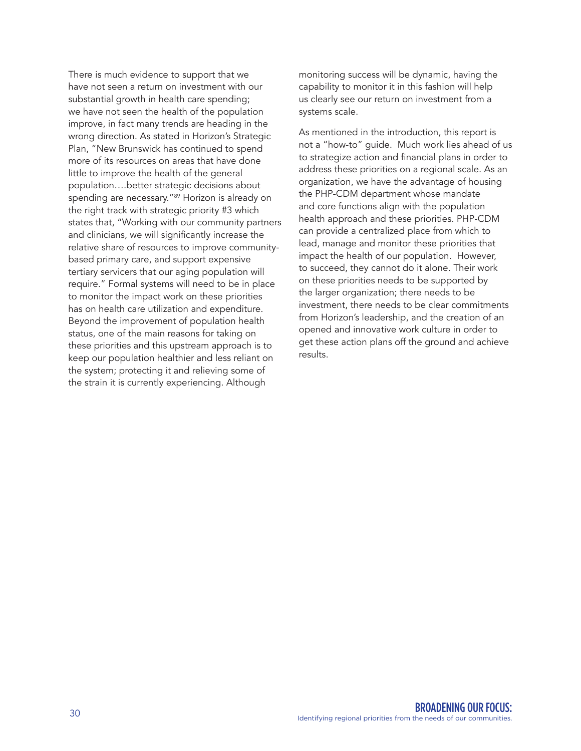There is much evidence to support that we have not seen a return on investment with our substantial growth in health care spending; we have not seen the health of the population improve, in fact many trends are heading in the wrong direction. As stated in Horizon's Strategic Plan, "New Brunswick has continued to spend more of its resources on areas that have done little to improve the health of the general population….better strategic decisions about spending are necessary."[89] Horizon is already on the right track with strategic priority #3 which states that, "Working with our community partners and clinicians, we will significantly increase the relative share of resources to improve community-based primary care, and support expensive tertiary servicers that our aging population will require." Formal systems will need to be in place to monitor the impact work on these priorities has on health care utilization and expenditure. Beyond the improvement of population health status, one of the main reasons for taking on these priorities and this upstream approach is to keep our population healthier and less reliant on the system; protecting it and relieving some of the strain it is currently experiencing. Although monitoring success will be dynamic, having the capability to monitor it in this fashion will help us clearly see our return on investment from a systems scale.

As mentioned in the introduction, this report is not a "how-to" guide. Much work lies ahead of us to strategize action and financial plans in order to address these priorities on a regional scale. As an organization, we have the advantage of housing the PHP-CDM department whose mandate and core functions align with the population health approach and these priorities. PHP-CDM can provide a centralized place from which to lead, manage and monitor these priorities that impact the health of our population. However, to succeed, they cannot do it alone. Their work on these priorities needs to be supported by the larger organization; there needs to be investment, there needs to be clear commitments from Horizon's leadership, and the creation of an opened and innovative work culture in order to get these action plans off the ground and achieve results.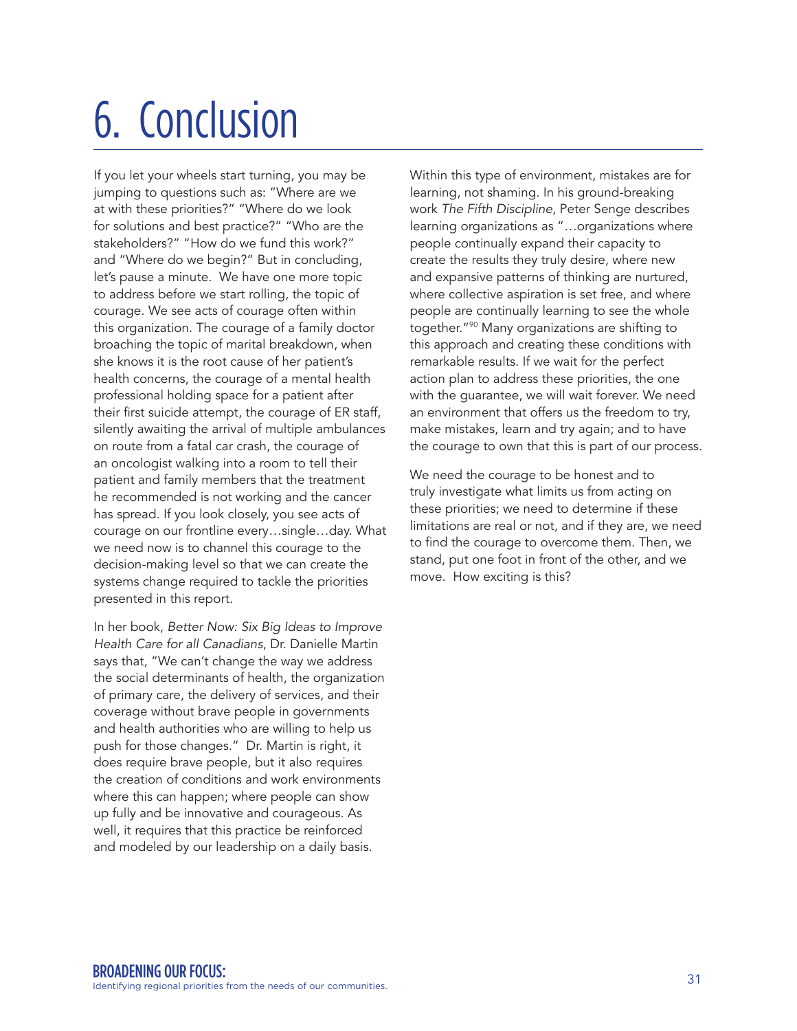# 6. Conclusion

If you let your wheels start turning, you may be jumping to questions such as: "Where are we at with these priorities?" "Where do we look for solutions and best practice?" "Who are the stakeholders?" "How do we fund this work?" and "Where do we begin?" But in concluding, let's pause a minute. We have one more topic to address before we start rolling, the topic of courage. We see acts of courage often within this organization. The courage of a family doctor broaching the topic of marital breakdown, when she knows it is the root cause of her patient's health concerns, the courage of a mental health professional holding space for a patient after their first suicide attempt, the courage of ER staff, silently awaiting the arrival of multiple ambulances on route from a fatal car crash, the courage of an oncologist walking into a room to tell their patient and family members that the treatment he recommended is not working and the cancer has spread. If you look closely, you see acts of courage on our frontline every…single…day. What we need now is to channel this courage to the decision-making level so that we can create the systems change required to tackle the priorities presented in this report.

In her book, *Better Now: Six Big Ideas to Improve Health Care for all Canadians*, Dr. Danielle Martin says that, "We can't change the way we address the social determinants of health, the organization of primary care, the delivery of services, and their coverage without brave people in governments and health authorities who are willing to help us push for those changes." Dr. Martin is right, it does require brave people, but it also requires the creation of conditions and work environments where this can happen; where people can show up fully and be innovative and courageous. As well, it requires that this practice be reinforced and modeled by our leadership on a daily basis.

Within this type of environment, mistakes are for learning, not shaming. In his ground-breaking work *The Fifth Discipline*, Peter Senge describes learning organizations as "…organizations where people continually expand their capacity to create the results they truly desire, where new and expansive patterns of thinking are nurtured, where collective aspiration is set free, and where people are continually learning to see the whole together."[90] Many organizations are shifting to this approach and creating these conditions with remarkable results. If we wait for the perfect action plan to address these priorities, the one with the guarantee, we will wait forever. We need an environment that offers us the freedom to try, make mistakes, learn and try again; and to have the courage to own that this is part of our process.

We need the courage to be honest and to truly investigate what limits us from acting on these priorities; we need to determine if these limitations are real or not, and if they are, we need to find the courage to overcome them. Then, we stand, put one foot in front of the other, and we move. How exciting is this?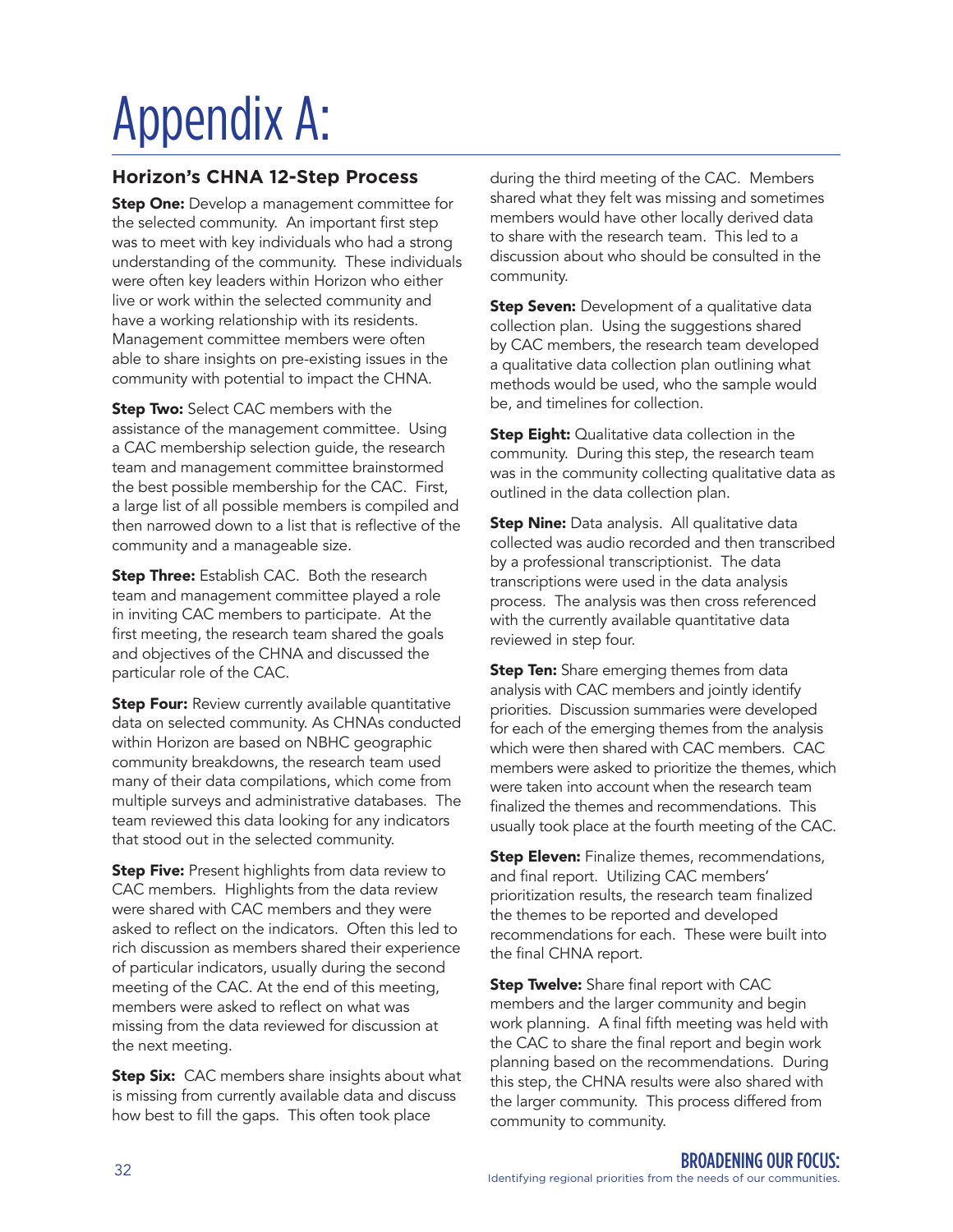# Appendix A:

### Horizon's CHNA 12-Step Process

**Step One:** Develop a management committee for the selected community. An important first step was to meet with key individuals who had a strong understanding of the community. These individuals were often key leaders within Horizon who either live or work within the selected community and have a working relationship with its residents. Management committee members were often able to share insights on pre-existing issues in the community with potential to impact the CHNA.

**Step Two:** Select CAC members with the assistance of the management committee. Using a CAC membership selection guide, the research team and management committee brainstormed the best possible membership for the CAC. First, a large list of all possible members is compiled and then narrowed down to a list that is reflective of the community and a manageable size.

**Step Three:** Establish CAC. Both the research team and management committee played a role in inviting CAC members to participate. At the first meeting, the research team shared the goals and objectives of the CHNA and discussed the particular role of the CAC.

**Step Four:** Review currently available quantitative data on selected community. As CHNAs conducted within Horizon are based on NBHC geographic community breakdowns, the research team used many of their data compilations, which come from multiple surveys and administrative databases. The team reviewed this data looking for any indicators that stood out in the selected community.

**Step Five:** Present highlights from data review to CAC members. Highlights from the data review were shared with CAC members and they were asked to reflect on the indicators. Often this led to rich discussion as members shared their experience of particular indicators, usually during the second meeting of the CAC. At the end of this meeting, members were asked to reflect on what was missing from the data reviewed for discussion at the next meeting.

**Step Six:** CAC members share insights about what is missing from currently available data and discuss how best to fill the gaps. This often took place during the third meeting of the CAC. Members shared what they felt was missing and sometimes members would have other locally derived data to share with the research team. This led to a discussion about who should be consulted in the community.

**Step Seven:** Development of a qualitative data collection plan. Using the suggestions shared by CAC members, the research team developed a qualitative data collection plan outlining what methods would be used, who the sample would be, and timelines for collection.

**Step Eight:** Qualitative data collection in the community. During this step, the research team was in the community collecting qualitative data as outlined in the data collection plan.

**Step Nine:** Data analysis. All qualitative data collected was audio recorded and then transcribed by a professional transcriptionist. The data transcriptions were used in the data analysis process. The analysis was then cross referenced with the currently available quantitative data reviewed in step four.

**Step Ten:** Share emerging themes from data analysis with CAC members and jointly identify priorities. Discussion summaries were developed for each of the emerging themes from the analysis which were then shared with CAC members. CAC members were asked to prioritize the themes, which were taken into account when the research team finalized the themes and recommendations. This usually took place at the fourth meeting of the CAC.

**Step Eleven:** Finalize themes, recommendations, and final report. Utilizing CAC members' prioritization results, the research team finalized the themes to be reported and developed recommendations for each. These were built into the final CHNA report.

**Step Twelve:** Share final report with CAC members and the larger community and begin work planning. A final fifth meeting was held with the CAC to share the final report and begin work planning based on the recommendations. During this step, the CHNA results were also shared with the larger community. This process differed from community to community.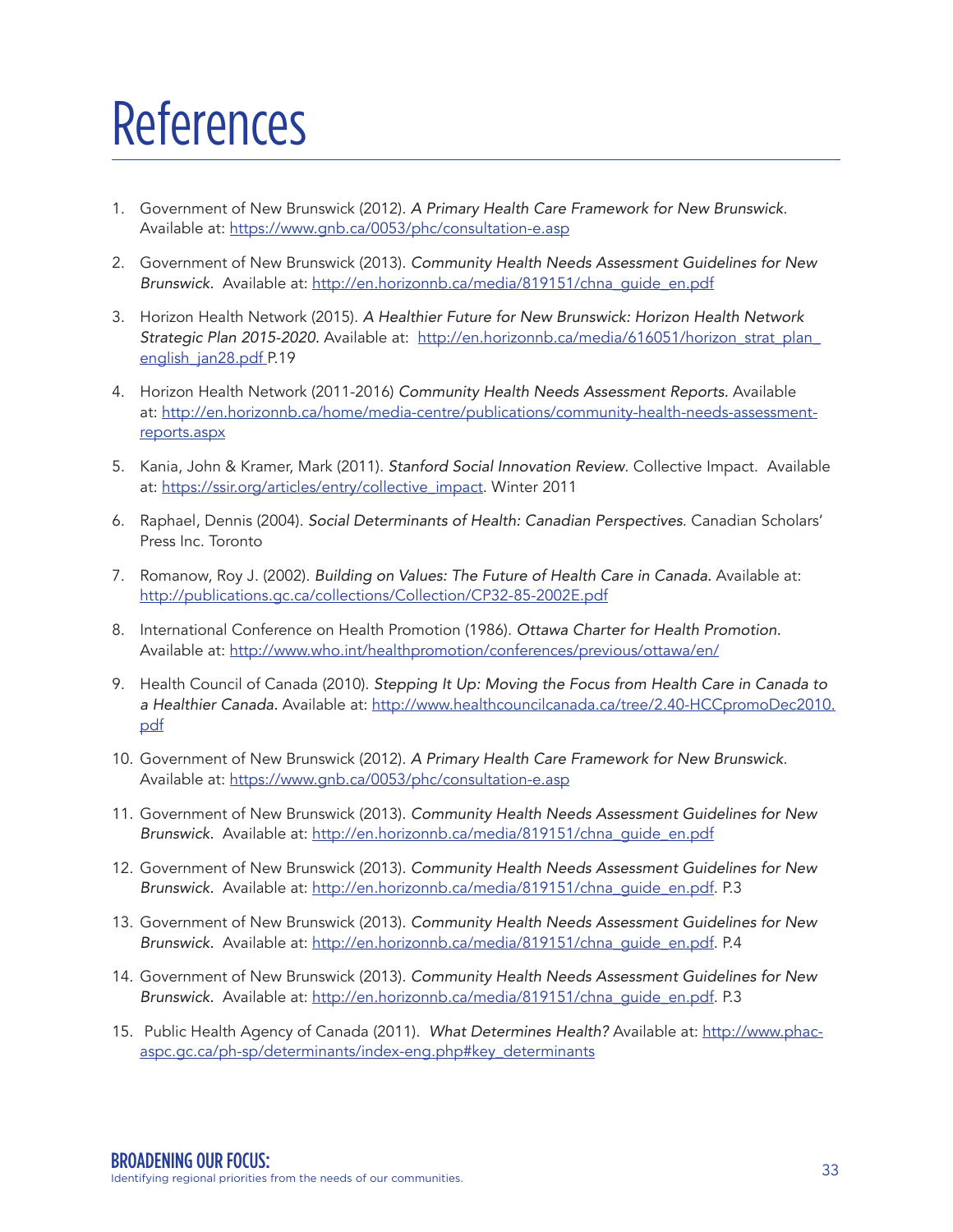# References

1. Government of New Brunswick (2012). *A Primary Health Care Framework for New Brunswick*. Available at: https://www.gnb.ca/0053/phc/consultation-e.asp

2. Government of New Brunswick (2013). *Community Health Needs Assessment Guidelines for New Brunswick.* Available at: http://en.horizonnb.ca/media/819151/chna_guide_en.pdf

3. Horizon Health Network (2015). *A Healthier Future for New Brunswick: Horizon Health Network Strategic Plan 2015-2020.* Available at: http://en.horizonnb.ca/media/616051/horizon_strat_plan_english_jan28.pdf P.19

4. Horizon Health Network (2011-2016) *Community Health Needs Assessment Reports.* Available at: http://en.horizonnb.ca/home/media-centre/publications/community-health-needs-assessment-reports.aspx

5. Kania, John & Kramer, Mark (2011). *Stanford Social Innovation Review.* Collective Impact. Available at: https://ssir.org/articles/entry/collective_impact. Winter 2011

6. Raphael, Dennis (2004). *Social Determinants of Health: Canadian Perspectives.* Canadian Scholars' Press Inc. Toronto

7. Romanow, Roy J. (2002). *Building on Values: The Future of Health Care in Canada.* Available at: http://publications.gc.ca/collections/Collection/CP32-85-2002E.pdf

8. International Conference on Health Promotion (1986). *Ottawa Charter for Health Promotion.* Available at: http://www.who.int/healthpromotion/conferences/previous/ottawa/en/

9. Health Council of Canada (2010). *Stepping It Up: Moving the Focus from Health Care in Canada to a Healthier Canada.* Available at: http://www.healthcouncilcanada.ca/tree/2.40-HCCpromoDec2010.pdf

10. Government of New Brunswick (2012). *A Primary Health Care Framework for New Brunswick*. Available at: https://www.gnb.ca/0053/phc/consultation-e.asp

11. Government of New Brunswick (2013). *Community Health Needs Assessment Guidelines for New Brunswick.* Available at: http://en.horizonnb.ca/media/819151/chna_guide_en.pdf

12. Government of New Brunswick (2013). *Community Health Needs Assessment Guidelines for New Brunswick.* Available at: http://en.horizonnb.ca/media/819151/chna_guide_en.pdf. P.3

13. Government of New Brunswick (2013). *Community Health Needs Assessment Guidelines for New Brunswick.* Available at: http://en.horizonnb.ca/media/819151/chna_guide_en.pdf. P.4

14. Government of New Brunswick (2013). *Community Health Needs Assessment Guidelines for New Brunswick.* Available at: http://en.horizonnb.ca/media/819151/chna_guide_en.pdf. P.3

15. Public Health Agency of Canada (2011). *What Determines Health?* Available at: http://www.phac-aspc.gc.ca/ph-sp/determinants/index-eng.php#key_determinants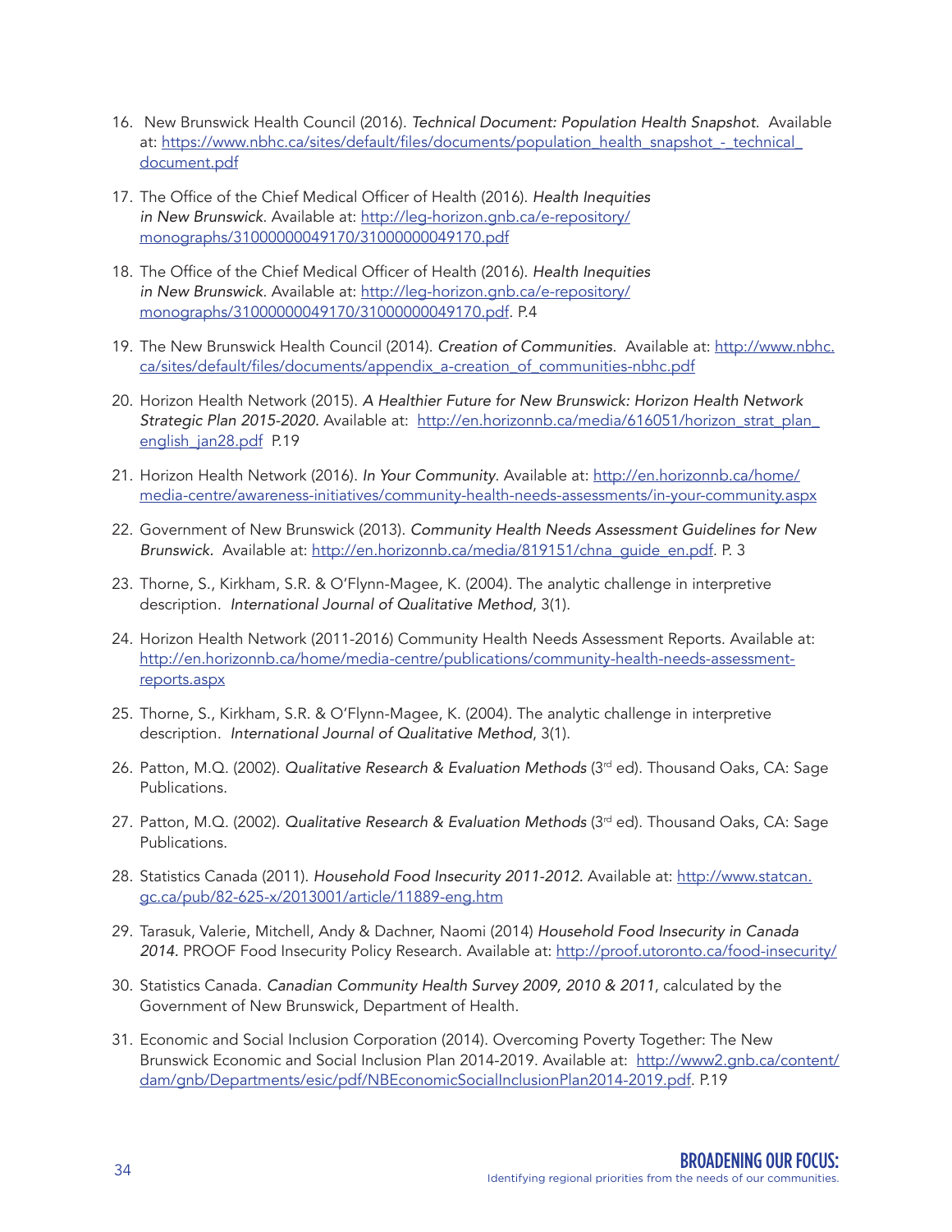16. New Brunswick Health Council (2016). *Technical Document: Population Health Snapshot.* Available at: https://www.nbhc.ca/sites/default/files/documents/population_health_snapshot_-_technical_document.pdf

17. The Office of the Chief Medical Officer of Health (2016). *Health Inequities in New Brunswick.* Available at: http://leg-horizon.gnb.ca/e-repository/monographs/31000000049170/31000000049170.pdf

18. The Office of the Chief Medical Officer of Health (2016). *Health Inequities in New Brunswick.* Available at: http://leg-horizon.gnb.ca/e-repository/monographs/31000000049170/31000000049170.pdf. P.4

19. The New Brunswick Health Council (2014). *Creation of Communities.* Available at: http://www.nbhc.ca/sites/default/files/documents/appendix_a-creation_of_communities-nbhc.pdf

20. Horizon Health Network (2015). *A Healthier Future for New Brunswick: Horizon Health Network Strategic Plan 2015-2020.* Available at: http://en.horizonnb.ca/media/616051/horizon_strat_plan_english_jan28.pdf P.19

21. Horizon Health Network (2016). *In Your Community.* Available at: http://en.horizonnb.ca/home/media-centre/awareness-initiatives/community-health-needs-assessments/in-your-community.aspx

22. Government of New Brunswick (2013). *Community Health Needs Assessment Guidelines for New Brunswick.* Available at: http://en.horizonnb.ca/media/819151/chna_guide_en.pdf. P. 3

23. Thorne, S., Kirkham, S.R. & O'Flynn-Magee, K. (2004). The analytic challenge in interpretive description. *International Journal of Qualitative Method*, 3(1).

24. Horizon Health Network (2011-2016) Community Health Needs Assessment Reports. Available at: http://en.horizonnb.ca/home/media-centre/publications/community-health-needs-assessment-reports.aspx

25. Thorne, S., Kirkham, S.R. & O'Flynn-Magee, K. (2004). The analytic challenge in interpretive description. *International Journal of Qualitative Method*, 3(1).

26. Patton, M.Q. (2002). *Qualitative Research & Evaluation Methods* (3rd ed). Thousand Oaks, CA: Sage Publications.

27. Patton, M.Q. (2002). *Qualitative Research & Evaluation Methods* (3rd ed). Thousand Oaks, CA: Sage Publications.

28. Statistics Canada (2011). *Household Food Insecurity 2011-2012.* Available at: http://www.statcan.gc.ca/pub/82-625-x/2013001/article/11889-eng.htm

29. Tarasuk, Valerie, Mitchell, Andy & Dachner, Naomi (2014) *Household Food Insecurity in Canada 2014.* PROOF Food Insecurity Policy Research. Available at: http://proof.utoronto.ca/food-insecurity/

30. Statistics Canada. *Canadian Community Health Survey 2009, 2010 & 2011*, calculated by the Government of New Brunswick, Department of Health.

31. Economic and Social Inclusion Corporation (2014). Overcoming Poverty Together: The New Brunswick Economic and Social Inclusion Plan 2014-2019. Available at: http://www2.gnb.ca/content/dam/gnb/Departments/esic/pdf/NBEconomicSocialInclusionPlan2014-2019.pdf. P.19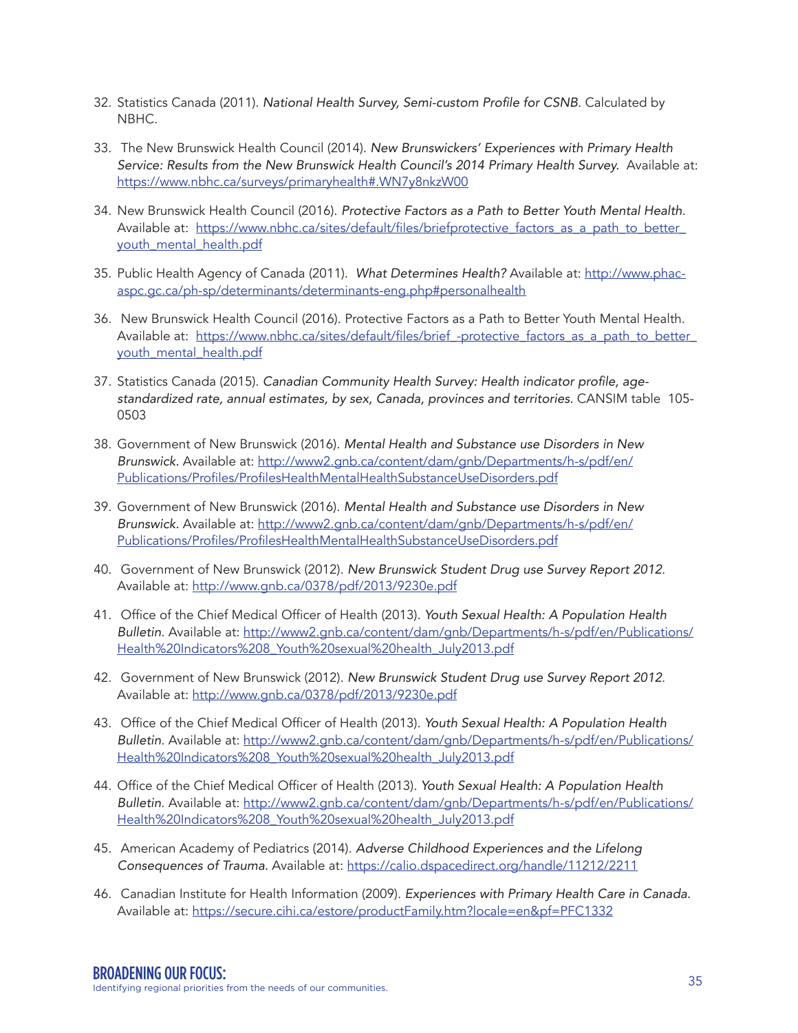32. Statistics Canada (2011). *National Health Survey, Semi-custom Profile for CSNB*. Calculated by NBHC.

33. The New Brunswick Health Council (2014). *New Brunswickers' Experiences with Primary Health Service: Results from the New Brunswick Health Council's 2014 Primary Health Survey.* Available at: https://www.nbhc.ca/surveys/primaryhealth#.WN7y8nkzW00

34. New Brunswick Health Council (2016). *Protective Factors as a Path to Better Youth Mental Health.* Available at: https://www.nbhc.ca/sites/default/files/briefprotective_factors_as_a_path_to_better_youth_mental_health.pdf

35. Public Health Agency of Canada (2011). *What Determines Health?* Available at: http://www.phac-aspc.gc.ca/ph-sp/determinants/determinants-eng.php#personalhealth

36. New Brunswick Health Council (2016). Protective Factors as a Path to Better Youth Mental Health. Available at: https://www.nbhc.ca/sites/default/files/brief_-protective_factors_as_a_path_to_better_youth_mental_health.pdf

37. Statistics Canada (2015). *Canadian Community Health Survey: Health indicator profile, age-standardized rate, annual estimates, by sex, Canada, provinces and territories.* CANSIM table 105-0503

38. Government of New Brunswick (2016). *Mental Health and Substance use Disorders in New Brunswick.* Available at: http://www2.gnb.ca/content/dam/gnb/Departments/h-s/pdf/en/Publications/Profiles/ProfilesHealthMentalHealthSubstanceUseDisorders.pdf

39. Government of New Brunswick (2016). *Mental Health and Substance use Disorders in New Brunswick.* Available at: http://www2.gnb.ca/content/dam/gnb/Departments/h-s/pdf/en/Publications/Profiles/ProfilesHealthMentalHealthSubstanceUseDisorders.pdf

40. Government of New Brunswick (2012). *New Brunswick Student Drug use Survey Report 2012.* Available at: http://www.gnb.ca/0378/pdf/2013/9230e.pdf

41. Office of the Chief Medical Officer of Health (2013). *Youth Sexual Health: A Population Health Bulletin.* Available at: http://www2.gnb.ca/content/dam/gnb/Departments/h-s/pdf/en/Publications/Health%20Indicators%208_Youth%20sexual%20health_July2013.pdf

42. Government of New Brunswick (2012). *New Brunswick Student Drug use Survey Report 2012.* Available at: http://www.gnb.ca/0378/pdf/2013/9230e.pdf

43. Office of the Chief Medical Officer of Health (2013). *Youth Sexual Health: A Population Health Bulletin.* Available at: http://www2.gnb.ca/content/dam/gnb/Departments/h-s/pdf/en/Publications/Health%20Indicators%208_Youth%20sexual%20health_July2013.pdf

44. Office of the Chief Medical Officer of Health (2013). *Youth Sexual Health: A Population Health Bulletin.* Available at: http://www2.gnb.ca/content/dam/gnb/Departments/h-s/pdf/en/Publications/Health%20Indicators%208_Youth%20sexual%20health_July2013.pdf

45. American Academy of Pediatrics (2014). *Adverse Childhood Experiences and the Lifelong Consequences of Trauma.* Available at: https://calio.dspacedirect.org/handle/11212/2211

46. Canadian Institute for Health Information (2009). *Experiences with Primary Health Care in Canada.* Available at: https://secure.cihi.ca/estore/productFamily.htm?locale=en&pf=PFC1332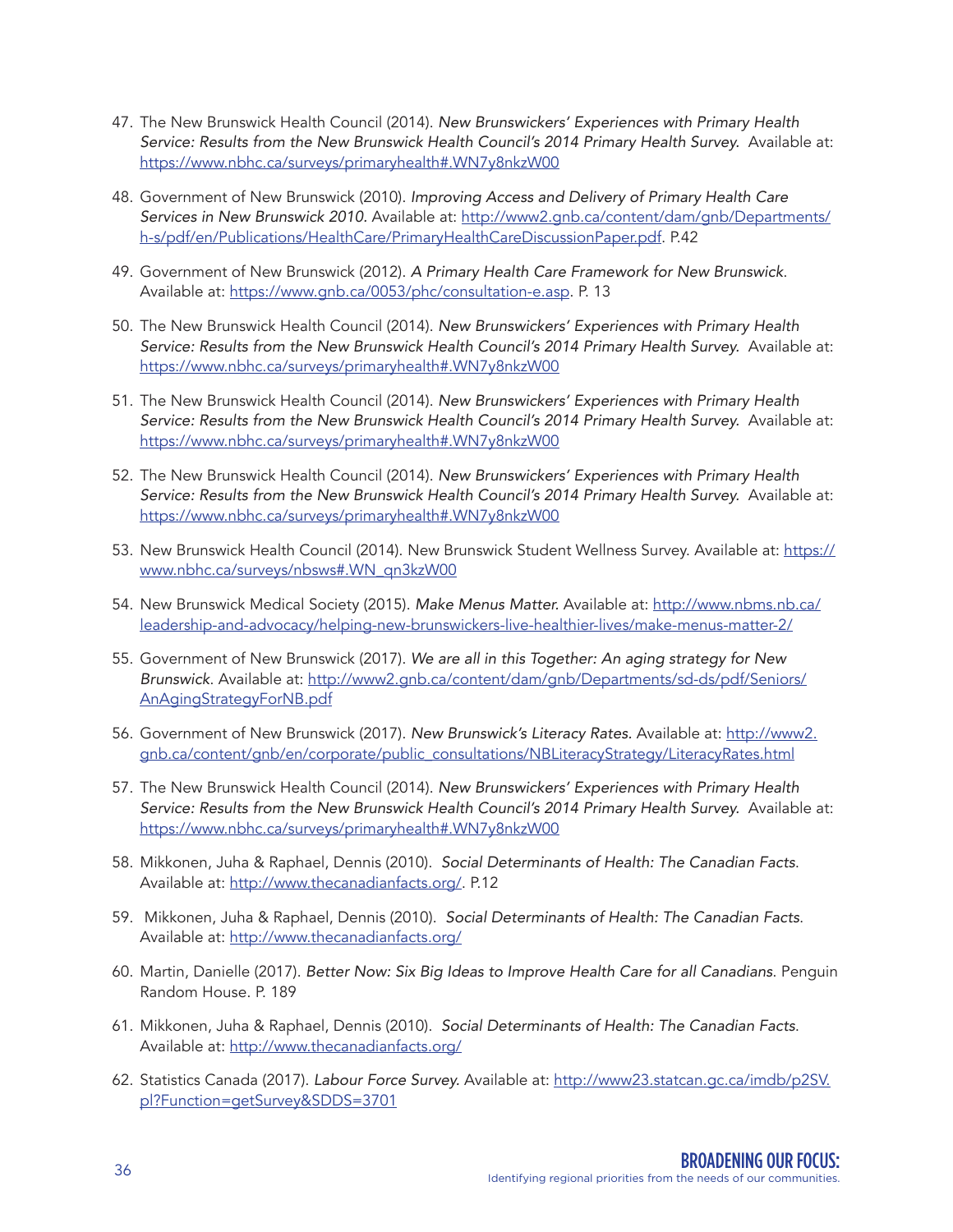47. The New Brunswick Health Council (2014). *New Brunswickers' Experiences with Primary Health Service: Results from the New Brunswick Health Council's 2014 Primary Health Survey.* Available at: https://www.nbhc.ca/surveys/primaryhealth#.WN7y8nkzW00

48. Government of New Brunswick (2010). *Improving Access and Delivery of Primary Health Care Services in New Brunswick 2010.* Available at: http://www2.gnb.ca/content/dam/gnb/Departments/h-s/pdf/en/Publications/HealthCare/PrimaryHealthCareDiscussionPaper.pdf. P.42

49. Government of New Brunswick (2012). *A Primary Health Care Framework for New Brunswick.* Available at: https://www.gnb.ca/0053/phc/consultation-e.asp. P. 13

50. The New Brunswick Health Council (2014). *New Brunswickers' Experiences with Primary Health Service: Results from the New Brunswick Health Council's 2014 Primary Health Survey.* Available at: https://www.nbhc.ca/surveys/primaryhealth#.WN7y8nkzW00

51. The New Brunswick Health Council (2014). *New Brunswickers' Experiences with Primary Health Service: Results from the New Brunswick Health Council's 2014 Primary Health Survey.* Available at: https://www.nbhc.ca/surveys/primaryhealth#.WN7y8nkzW00

52. The New Brunswick Health Council (2014). *New Brunswickers' Experiences with Primary Health Service: Results from the New Brunswick Health Council's 2014 Primary Health Survey.* Available at: https://www.nbhc.ca/surveys/primaryhealth#.WN7y8nkzW00

53. New Brunswick Health Council (2014). New Brunswick Student Wellness Survey. Available at: https://www.nbhc.ca/surveys/nbsws#.WN_qn3kzW00

54. New Brunswick Medical Society (2015). *Make Menus Matter.* Available at: http://www.nbms.nb.ca/leadership-and-advocacy/helping-new-brunswickers-live-healthier-lives/make-menus-matter-2/

55. Government of New Brunswick (2017). *We are all in this Together: An aging strategy for New Brunswick.* Available at: http://www2.gnb.ca/content/dam/gnb/Departments/sd-ds/pdf/Seniors/AnAgingStrategyForNB.pdf

56. Government of New Brunswick (2017). *New Brunswick's Literacy Rates.* Available at: http://www2.gnb.ca/content/gnb/en/corporate/public_consultations/NBLiteracyStrategy/LiteracyRates.html

57. The New Brunswick Health Council (2014). *New Brunswickers' Experiences with Primary Health Service: Results from the New Brunswick Health Council's 2014 Primary Health Survey.* Available at: https://www.nbhc.ca/surveys/primaryhealth#.WN7y8nkzW00

58. Mikkonen, Juha & Raphael, Dennis (2010). *Social Determinants of Health: The Canadian Facts.* Available at: http://www.thecanadianfacts.org/. P.12

59. Mikkonen, Juha & Raphael, Dennis (2010). *Social Determinants of Health: The Canadian Facts.* Available at: http://www.thecanadianfacts.org/

60. Martin, Danielle (2017). *Better Now: Six Big Ideas to Improve Health Care for all Canadians.* Penguin Random House. P. 189

61. Mikkonen, Juha & Raphael, Dennis (2010). *Social Determinants of Health: The Canadian Facts.* Available at: http://www.thecanadianfacts.org/

62. Statistics Canada (2017). *Labour Force Survey.* Available at: http://www23.statcan.gc.ca/imdb/p2SV.pl?Function=getSurvey&SDDS=3701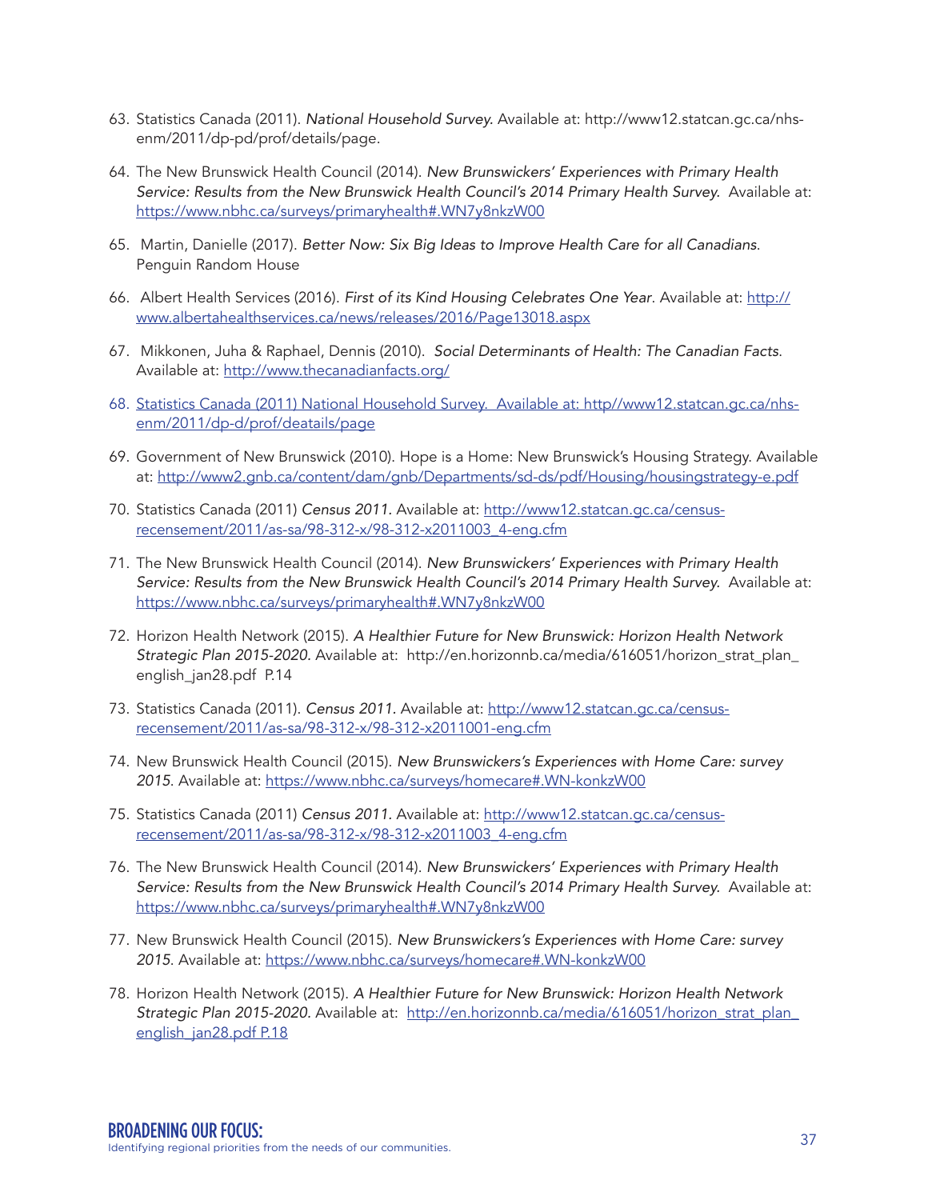63. Statistics Canada (2011). *National Household Survey.* Available at: http://www12.statcan.gc.ca/nhs-enm/2011/dp-pd/prof/details/page.

64. The New Brunswick Health Council (2014). *New Brunswickers' Experiences with Primary Health Service: Results from the New Brunswick Health Council's 2014 Primary Health Survey.* Available at: https://www.nbhc.ca/surveys/primaryhealth#.WN7y8nkzW00

65. Martin, Danielle (2017). *Better Now: Six Big Ideas to Improve Health Care for all Canadians.* Penguin Random House

66. Albert Health Services (2016). *First of its Kind Housing Celebrates One Year*. Available at: http://www.albertahealthservices.ca/news/releases/2016/Page13018.aspx

67. Mikkonen, Juha & Raphael, Dennis (2010). *Social Determinants of Health: The Canadian Facts.* Available at: http://www.thecanadianfacts.org/

68. Statistics Canada (2011) National Household Survey. Available at: http//www12.statcan.gc.ca/nhs-enm/2011/dp-d/prof/deatails/page

69. Government of New Brunswick (2010). Hope is a Home: New Brunswick's Housing Strategy. Available at: http://www2.gnb.ca/content/dam/gnb/Departments/sd-ds/pdf/Housing/housingstrategy-e.pdf

70. Statistics Canada (2011) *Census 2011.* Available at: http://www12.statcan.gc.ca/census-recensement/2011/as-sa/98-312-x/98-312-x2011003_4-eng.cfm

71. The New Brunswick Health Council (2014). *New Brunswickers' Experiences with Primary Health Service: Results from the New Brunswick Health Council's 2014 Primary Health Survey.* Available at: https://www.nbhc.ca/surveys/primaryhealth#.WN7y8nkzW00

72. Horizon Health Network (2015). *A Healthier Future for New Brunswick: Horizon Health Network Strategic Plan 2015-2020.* Available at: http://en.horizonnb.ca/media/616051/horizon_strat_plan_english_jan28.pdf P.14

73. Statistics Canada (2011). *Census 2011.* Available at: http://www12.statcan.gc.ca/census-recensement/2011/as-sa/98-312-x/98-312-x2011001-eng.cfm

74. New Brunswick Health Council (2015). *New Brunswickers's Experiences with Home Care: survey 2015.* Available at: https://www.nbhc.ca/surveys/homecare#.WN-konkzW00

75. Statistics Canada (2011) *Census 2011.* Available at: http://www12.statcan.gc.ca/census-recensement/2011/as-sa/98-312-x/98-312-x2011003_4-eng.cfm

76. The New Brunswick Health Council (2014). *New Brunswickers' Experiences with Primary Health Service: Results from the New Brunswick Health Council's 2014 Primary Health Survey.* Available at: https://www.nbhc.ca/surveys/primaryhealth#.WN7y8nkzW00

77. New Brunswick Health Council (2015). *New Brunswickers's Experiences with Home Care: survey 2015.* Available at: https://www.nbhc.ca/surveys/homecare#.WN-konkzW00

78. Horizon Health Network (2015). *A Healthier Future for New Brunswick: Horizon Health Network Strategic Plan 2015-2020.* Available at: http://en.horizonnb.ca/media/616051/horizon_strat_plan_english_jan28.pdf P.18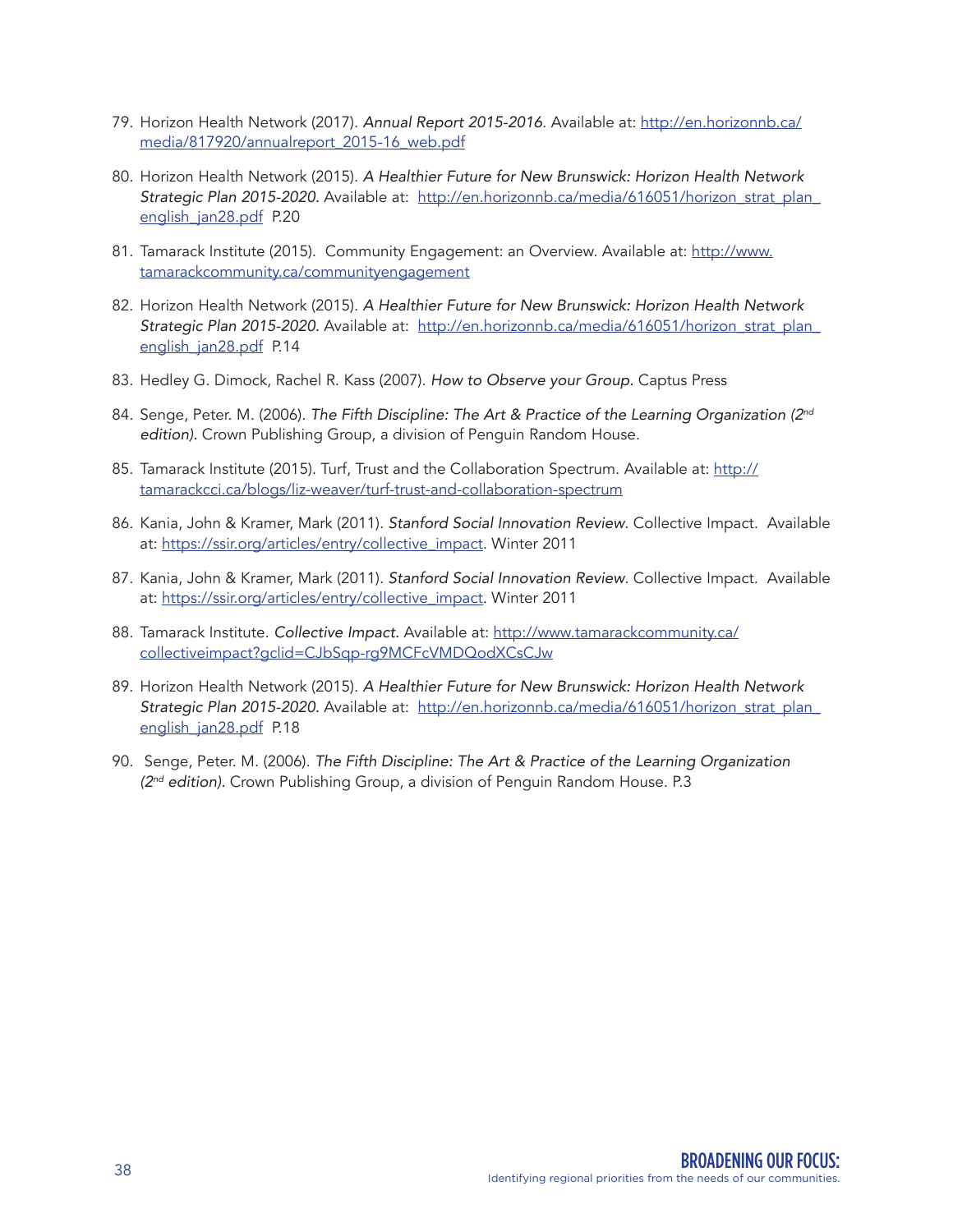79. Horizon Health Network (2017). *Annual Report 2015-2016.* Available at: http://en.horizonnb.ca/media/817920/annualreport_2015-16_web.pdf

80. Horizon Health Network (2015). *A Healthier Future for New Brunswick: Horizon Health Network Strategic Plan 2015-2020.* Available at: http://en.horizonnb.ca/media/616051/horizon_strat_plan_english_jan28.pdf P.20

81. Tamarack Institute (2015). Community Engagement: an Overview. Available at: http://www.tamarackcommunity.ca/communityengagement

82. Horizon Health Network (2015). *A Healthier Future for New Brunswick: Horizon Health Network Strategic Plan 2015-2020.* Available at: http://en.horizonnb.ca/media/616051/horizon_strat_plan_english_jan28.pdf P.14

83. Hedley G. Dimock, Rachel R. Kass (2007). *How to Observe your Group.* Captus Press

84. Senge, Peter. M. (2006). *The Fifth Discipline: The Art & Practice of the Learning Organization (2nd edition).* Crown Publishing Group, a division of Penguin Random House.

85. Tamarack Institute (2015). Turf, Trust and the Collaboration Spectrum. Available at: http://tamarackcci.ca/blogs/liz-weaver/turf-trust-and-collaboration-spectrum

86. Kania, John & Kramer, Mark (2011). *Stanford Social Innovation Review.* Collective Impact. Available at: https://ssir.org/articles/entry/collective_impact. Winter 2011

87. Kania, John & Kramer, Mark (2011). *Stanford Social Innovation Review.* Collective Impact. Available at: https://ssir.org/articles/entry/collective_impact. Winter 2011

88. Tamarack Institute. *Collective Impact.* Available at: http://www.tamarackcommunity.ca/collectiveimpact?gclid=CJbSqp-rg9MCFcVMDQodXCsCJw

89. Horizon Health Network (2015). *A Healthier Future for New Brunswick: Horizon Health Network Strategic Plan 2015-2020.* Available at: http://en.horizonnb.ca/media/616051/horizon_strat_plan_english_jan28.pdf P.18

90. Senge, Peter. M. (2006). *The Fifth Discipline: The Art & Practice of the Learning Organization (2nd edition).* Crown Publishing Group, a division of Penguin Random House. P.3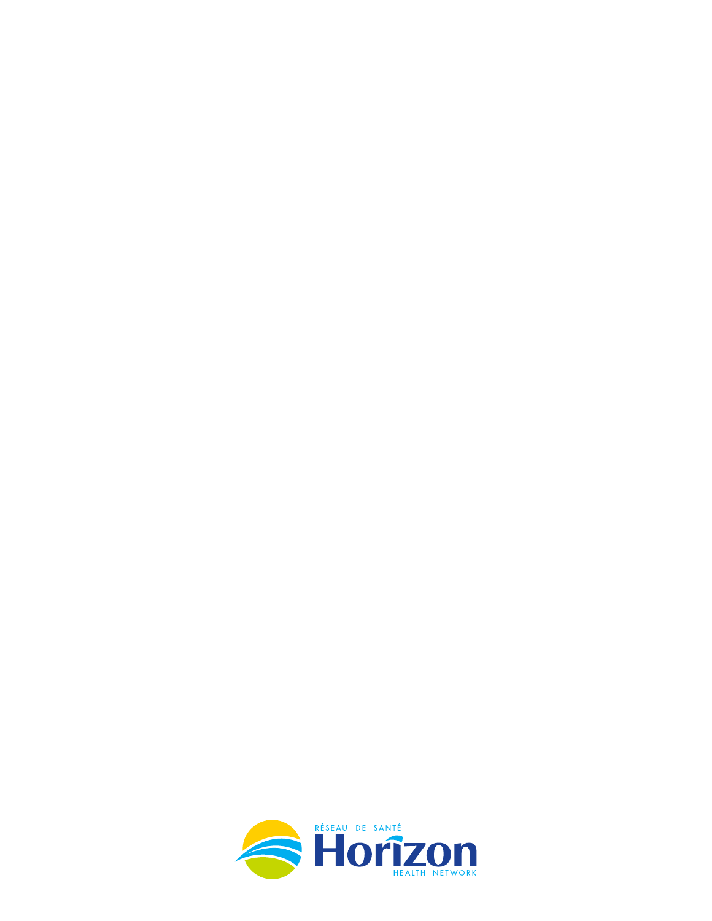RÉSEAU DE SANTÉ

Horizon

HEALTH NETWORK